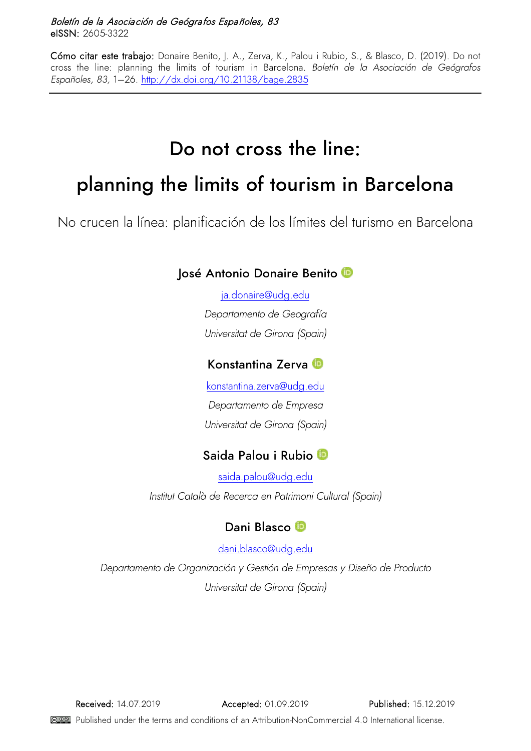*Boletín de la Asociación de Geógrafos Españoles, 83*
**eISSN:** 2605-3322

**Cómo citar este trabajo:** Donaire Benito, J. A., Zerva, K., Palou i Rubio, S., & Blasco, D. (2019). Do not cross the line: planning the limits of tourism in Barcelona. *Boletín de la Asociación de Geógrafos Españoles, 83,* 1–26. http://dx.doi.org/10.21138/bage.2835

# Do not cross the line: planning the limits of tourism in Barcelona

No crucen la línea: planificación de los límites del turismo en Barcelona

**José Antonio Donaire Benito**

ja.donaire@udg.edu

*Departamento de Geografía*

*Universitat de Girona (Spain)*

**Konstantina Zerva**

konstantina.zerva@udg.edu

*Departamento de Empresa*

*Universitat de Girona (Spain)*

**Saida Palou i Rubio**

saida.palou@udg.edu

*Institut Català de Recerca en Patrimoni Cultural (Spain)*

**Dani Blasco**

dani.blasco@udg.edu

*Departamento de Organización y Gestión de Empresas y Diseño de Producto*

*Universitat de Girona (Spain)*

**Received:** 14.07.2019 **Accepted:** 01.09.2019 **Published:** 15.12.2019

Published under the terms and conditions of an Attribution-NonCommercial 4.0 International license.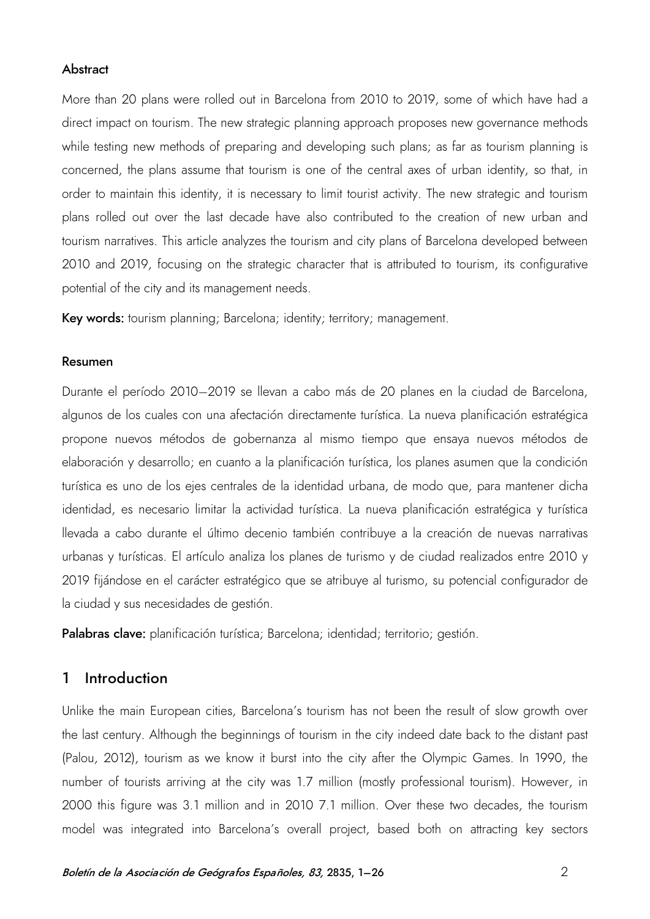### Abstract

More than 20 plans were rolled out in Barcelona from 2010 to 2019, some of which have had a direct impact on tourism. The new strategic planning approach proposes new governance methods while testing new methods of preparing and developing such plans; as far as tourism planning is concerned, the plans assume that tourism is one of the central axes of urban identity, so that, in order to maintain this identity, it is necessary to limit tourist activity. The new strategic and tourism plans rolled out over the last decade have also contributed to the creation of new urban and tourism narratives. This article analyzes the tourism and city plans of Barcelona developed between 2010 and 2019, focusing on the strategic character that is attributed to tourism, its configurative potential of the city and its management needs.

**Key words:** tourism planning; Barcelona; identity; territory; management.

### Resumen

Durante el período 2010–2019 se llevan a cabo más de 20 planes en la ciudad de Barcelona, algunos de los cuales con una afectación directamente turística. La nueva planificación estratégica propone nuevos métodos de gobernanza al mismo tiempo que ensaya nuevos métodos de elaboración y desarrollo; en cuanto a la planificación turística, los planes asumen que la condición turística es uno de los ejes centrales de la identidad urbana, de modo que, para mantener dicha identidad, es necesario limitar la actividad turística. La nueva planificación estratégica y turística llevada a cabo durante el último decenio también contribuye a la creación de nuevas narrativas urbanas y turísticas. El artículo analiza los planes de turismo y de ciudad realizados entre 2010 y 2019 fijándose en el carácter estratégico que se atribuye al turismo, su potencial configurador de la ciudad y sus necesidades de gestión.

**Palabras clave:** planificación turística; Barcelona; identidad; territorio; gestión.

## 1 Introduction

Unlike the main European cities, Barcelona's tourism has not been the result of slow growth over the last century. Although the beginnings of tourism in the city indeed date back to the distant past (Palou, 2012), tourism as we know it burst into the city after the Olympic Games. In 1990, the number of tourists arriving at the city was 1.7 million (mostly professional tourism). However, in 2000 this figure was 3.1 million and in 2010 7.1 million. Over these two decades, the tourism model was integrated into Barcelona's overall project, based both on attracting key sectors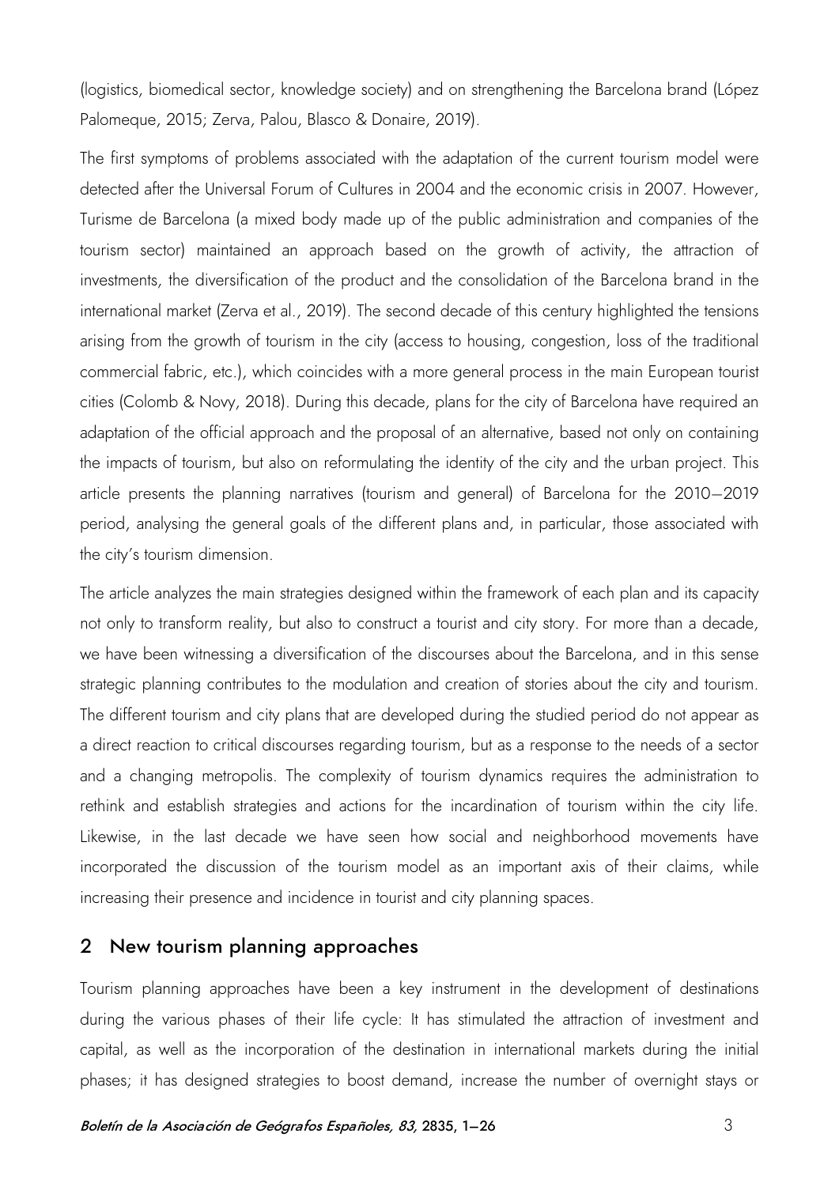(logistics, biomedical sector, knowledge society) and on strengthening the Barcelona brand (López Palomeque, 2015; Zerva, Palou, Blasco & Donaire, 2019).

The first symptoms of problems associated with the adaptation of the current tourism model were detected after the Universal Forum of Cultures in 2004 and the economic crisis in 2007. However, Turisme de Barcelona (a mixed body made up of the public administration and companies of the tourism sector) maintained an approach based on the growth of activity, the attraction of investments, the diversification of the product and the consolidation of the Barcelona brand in the international market (Zerva et al., 2019). The second decade of this century highlighted the tensions arising from the growth of tourism in the city (access to housing, congestion, loss of the traditional commercial fabric, etc.), which coincides with a more general process in the main European tourist cities (Colomb & Novy, 2018). During this decade, plans for the city of Barcelona have required an adaptation of the official approach and the proposal of an alternative, based not only on containing the impacts of tourism, but also on reformulating the identity of the city and the urban project. This article presents the planning narratives (tourism and general) of Barcelona for the 2010–2019 period, analysing the general goals of the different plans and, in particular, those associated with the city's tourism dimension.

The article analyzes the main strategies designed within the framework of each plan and its capacity not only to transform reality, but also to construct a tourist and city story. For more than a decade, we have been witnessing a diversification of the discourses about the Barcelona, and in this sense strategic planning contributes to the modulation and creation of stories about the city and tourism. The different tourism and city plans that are developed during the studied period do not appear as a direct reaction to critical discourses regarding tourism, but as a response to the needs of a sector and a changing metropolis. The complexity of tourism dynamics requires the administration to rethink and establish strategies and actions for the incardination of tourism within the city life. Likewise, in the last decade we have seen how social and neighborhood movements have incorporated the discussion of the tourism model as an important axis of their claims, while increasing their presence and incidence in tourist and city planning spaces.

## 2 New tourism planning approaches

Tourism planning approaches have been a key instrument in the development of destinations during the various phases of their life cycle: It has stimulated the attraction of investment and capital, as well as the incorporation of the destination in international markets during the initial phases; it has designed strategies to boost demand, increase the number of overnight stays or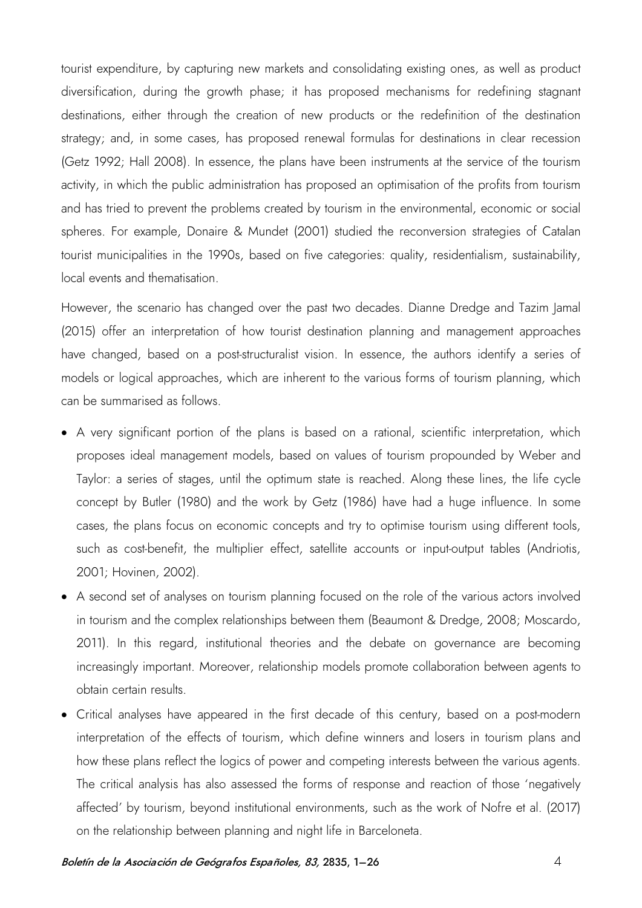tourist expenditure, by capturing new markets and consolidating existing ones, as well as product diversification, during the growth phase; it has proposed mechanisms for redefining stagnant destinations, either through the creation of new products or the redefinition of the destination strategy; and, in some cases, has proposed renewal formulas for destinations in clear recession (Getz 1992; Hall 2008). In essence, the plans have been instruments at the service of the tourism activity, in which the public administration has proposed an optimisation of the profits from tourism and has tried to prevent the problems created by tourism in the environmental, economic or social spheres. For example, Donaire & Mundet (2001) studied the reconversion strategies of Catalan tourist municipalities in the 1990s, based on five categories: quality, residentialism, sustainability, local events and thematisation.

However, the scenario has changed over the past two decades. Dianne Dredge and Tazim Jamal (2015) offer an interpretation of how tourist destination planning and management approaches have changed, based on a post-structuralist vision. In essence, the authors identify a series of models or logical approaches, which are inherent to the various forms of tourism planning, which can be summarised as follows.

- A very significant portion of the plans is based on a rational, scientific interpretation, which proposes ideal management models, based on values of tourism propounded by Weber and Taylor: a series of stages, until the optimum state is reached. Along these lines, the life cycle concept by Butler (1980) and the work by Getz (1986) have had a huge influence. In some cases, the plans focus on economic concepts and try to optimise tourism using different tools, such as cost-benefit, the multiplier effect, satellite accounts or input-output tables (Andriotis, 2001; Hovinen, 2002).
- A second set of analyses on tourism planning focused on the role of the various actors involved in tourism and the complex relationships between them (Beaumont & Dredge, 2008; Moscardo, 2011). In this regard, institutional theories and the debate on governance are becoming increasingly important. Moreover, relationship models promote collaboration between agents to obtain certain results.
- Critical analyses have appeared in the first decade of this century, based on a post-modern interpretation of the effects of tourism, which define winners and losers in tourism plans and how these plans reflect the logics of power and competing interests between the various agents. The critical analysis has also assessed the forms of response and reaction of those 'negatively affected' by tourism, beyond institutional environments, such as the work of Nofre et al. (2017) on the relationship between planning and night life in Barceloneta.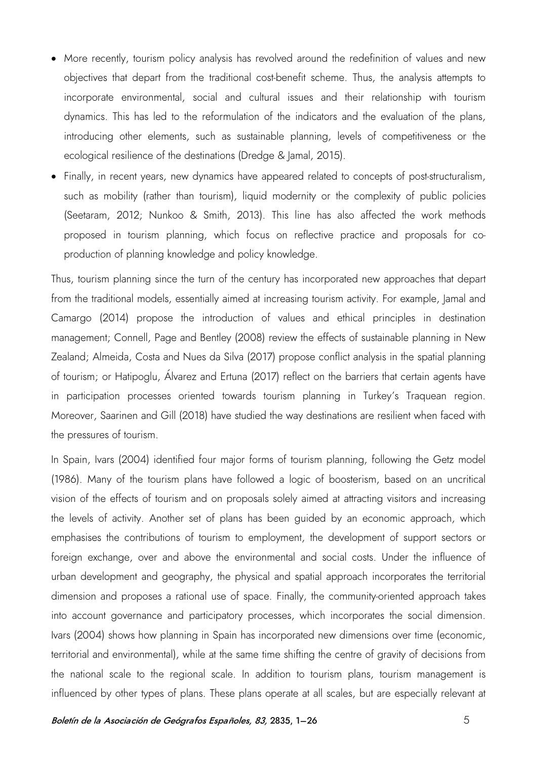- More recently, tourism policy analysis has revolved around the redefinition of values and new objectives that depart from the traditional cost-benefit scheme. Thus, the analysis attempts to incorporate environmental, social and cultural issues and their relationship with tourism dynamics. This has led to the reformulation of the indicators and the evaluation of the plans, introducing other elements, such as sustainable planning, levels of competitiveness or the ecological resilience of the destinations (Dredge & Jamal, 2015).
- Finally, in recent years, new dynamics have appeared related to concepts of post-structuralism, such as mobility (rather than tourism), liquid modernity or the complexity of public policies (Seetaram, 2012; Nunkoo & Smith, 2013). This line has also affected the work methods proposed in tourism planning, which focus on reflective practice and proposals for co-production of planning knowledge and policy knowledge.

Thus, tourism planning since the turn of the century has incorporated new approaches that depart from the traditional models, essentially aimed at increasing tourism activity. For example, Jamal and Camargo (2014) propose the introduction of values and ethical principles in destination management; Connell, Page and Bentley (2008) review the effects of sustainable planning in New Zealand; Almeida, Costa and Nues da Silva (2017) propose conflict analysis in the spatial planning of tourism; or Hatipoglu, Álvarez and Ertuna (2017) reflect on the barriers that certain agents have in participation processes oriented towards tourism planning in Turkey's Traquean region. Moreover, Saarinen and Gill (2018) have studied the way destinations are resilient when faced with the pressures of tourism.

In Spain, Ivars (2004) identified four major forms of tourism planning, following the Getz model (1986). Many of the tourism plans have followed a logic of boosterism, based on an uncritical vision of the effects of tourism and on proposals solely aimed at attracting visitors and increasing the levels of activity. Another set of plans has been guided by an economic approach, which emphasises the contributions of tourism to employment, the development of support sectors or foreign exchange, over and above the environmental and social costs. Under the influence of urban development and geography, the physical and spatial approach incorporates the territorial dimension and proposes a rational use of space. Finally, the community-oriented approach takes into account governance and participatory processes, which incorporates the social dimension. Ivars (2004) shows how planning in Spain has incorporated new dimensions over time (economic, territorial and environmental), while at the same time shifting the centre of gravity of decisions from the national scale to the regional scale. In addition to tourism plans, tourism management is influenced by other types of plans. These plans operate at all scales, but are especially relevant at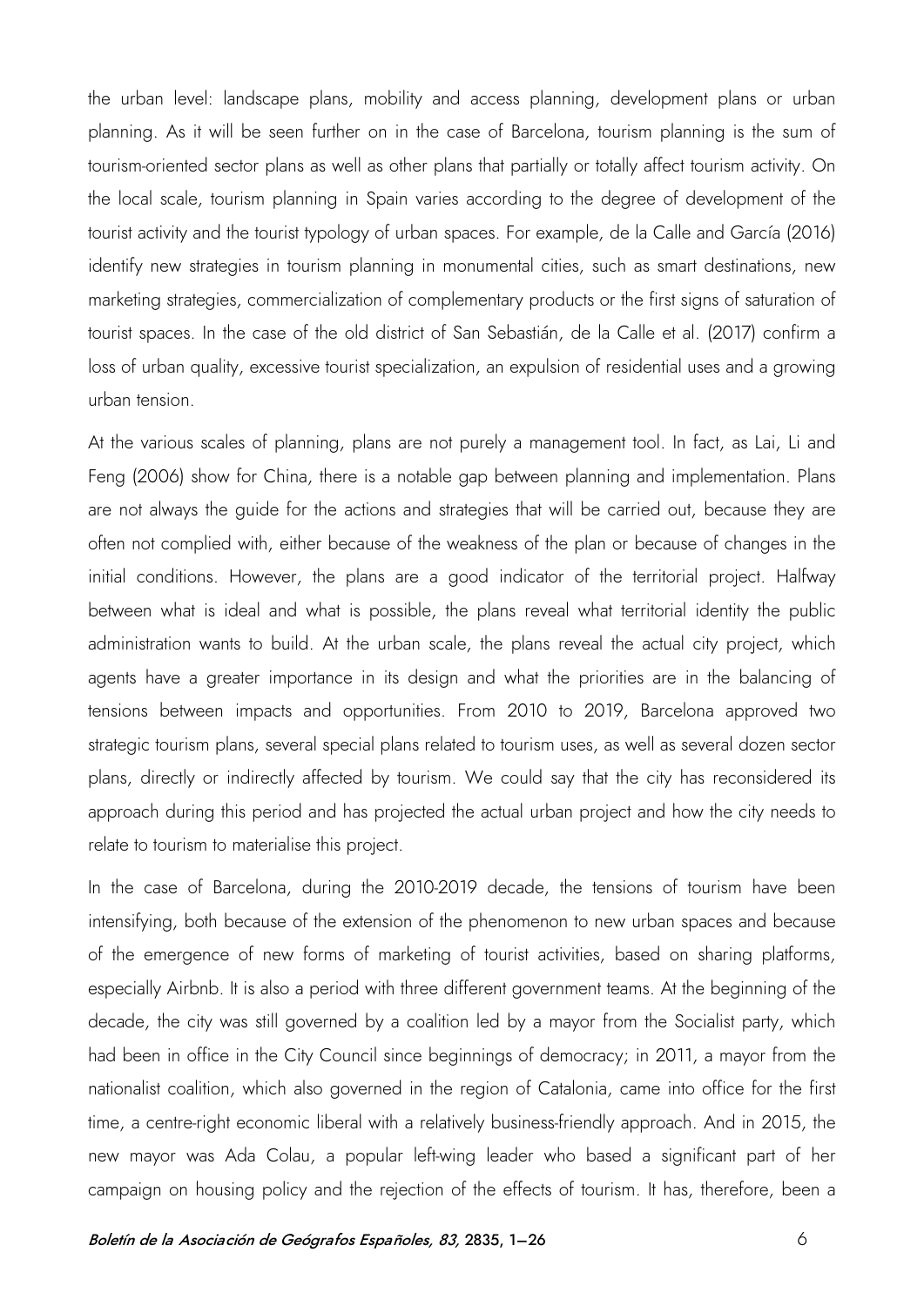the urban level: landscape plans, mobility and access planning, development plans or urban planning. As it will be seen further on in the case of Barcelona, tourism planning is the sum of tourism-oriented sector plans as well as other plans that partially or totally affect tourism activity. On the local scale, tourism planning in Spain varies according to the degree of development of the tourist activity and the tourist typology of urban spaces. For example, de la Calle and García (2016) identify new strategies in tourism planning in monumental cities, such as smart destinations, new marketing strategies, commercialization of complementary products or the first signs of saturation of tourist spaces. In the case of the old district of San Sebastián, de la Calle et al. (2017) confirm a loss of urban quality, excessive tourist specialization, an expulsion of residential uses and a growing urban tension.

At the various scales of planning, plans are not purely a management tool. In fact, as Lai, Li and Feng (2006) show for China, there is a notable gap between planning and implementation. Plans are not always the guide for the actions and strategies that will be carried out, because they are often not complied with, either because of the weakness of the plan or because of changes in the initial conditions. However, the plans are a good indicator of the territorial project. Halfway between what is ideal and what is possible, the plans reveal what territorial identity the public administration wants to build. At the urban scale, the plans reveal the actual city project, which agents have a greater importance in its design and what the priorities are in the balancing of tensions between impacts and opportunities. From 2010 to 2019, Barcelona approved two strategic tourism plans, several special plans related to tourism uses, as well as several dozen sector plans, directly or indirectly affected by tourism. We could say that the city has reconsidered its approach during this period and has projected the actual urban project and how the city needs to relate to tourism to materialise this project.

In the case of Barcelona, during the 2010-2019 decade, the tensions of tourism have been intensifying, both because of the extension of the phenomenon to new urban spaces and because of the emergence of new forms of marketing of tourist activities, based on sharing platforms, especially Airbnb. It is also a period with three different government teams. At the beginning of the decade, the city was still governed by a coalition led by a mayor from the Socialist party, which had been in office in the City Council since beginnings of democracy; in 2011, a mayor from the nationalist coalition, which also governed in the region of Catalonia, came into office for the first time, a centre-right economic liberal with a relatively business-friendly approach. And in 2015, the new mayor was Ada Colau, a popular left-wing leader who based a significant part of her campaign on housing policy and the rejection of the effects of tourism. It has, therefore, been a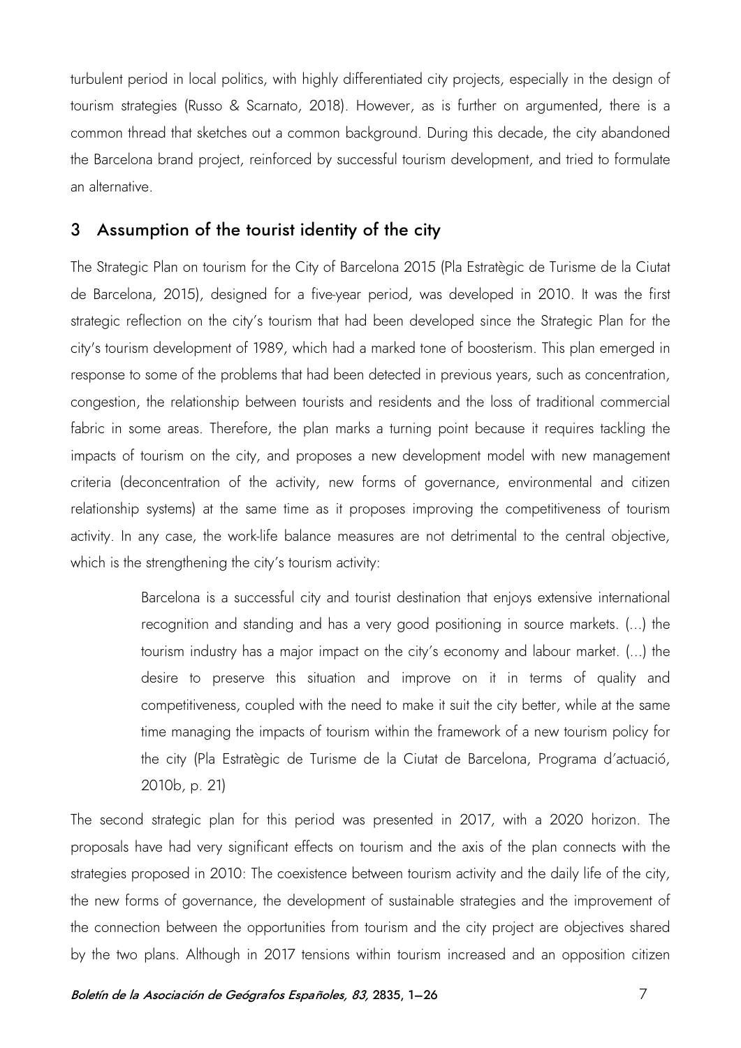turbulent period in local politics, with highly differentiated city projects, especially in the design of tourism strategies (Russo & Scarnato, 2018). However, as is further on argumented, there is a common thread that sketches out a common background. During this decade, the city abandoned the Barcelona brand project, reinforced by successful tourism development, and tried to formulate an alternative.

## 3 Assumption of the tourist identity of the city

The Strategic Plan on tourism for the City of Barcelona 2015 (Pla Estratègic de Turisme de la Ciutat de Barcelona, 2015), designed for a five-year period, was developed in 2010. It was the first strategic reflection on the city's tourism that had been developed since the Strategic Plan for the city's tourism development of 1989, which had a marked tone of boosterism. This plan emerged in response to some of the problems that had been detected in previous years, such as concentration, congestion, the relationship between tourists and residents and the loss of traditional commercial fabric in some areas. Therefore, the plan marks a turning point because it requires tackling the impacts of tourism on the city, and proposes a new development model with new management criteria (deconcentration of the activity, new forms of governance, environmental and citizen relationship systems) at the same time as it proposes improving the competitiveness of tourism activity. In any case, the work-life balance measures are not detrimental to the central objective, which is the strengthening the city's tourism activity:

> Barcelona is a successful city and tourist destination that enjoys extensive international recognition and standing and has a very good positioning in source markets. (...) the tourism industry has a major impact on the city's economy and labour market. (...) the desire to preserve this situation and improve on it in terms of quality and competitiveness, coupled with the need to make it suit the city better, while at the same time managing the impacts of tourism within the framework of a new tourism policy for the city (Pla Estratègic de Turisme de la Ciutat de Barcelona, Programa d'actuació, 2010b, p. 21)

The second strategic plan for this period was presented in 2017, with a 2020 horizon. The proposals have had very significant effects on tourism and the axis of the plan connects with the strategies proposed in 2010: The coexistence between tourism activity and the daily life of the city, the new forms of governance, the development of sustainable strategies and the improvement of the connection between the opportunities from tourism and the city project are objectives shared by the two plans. Although in 2017 tensions within tourism increased and an opposition citizen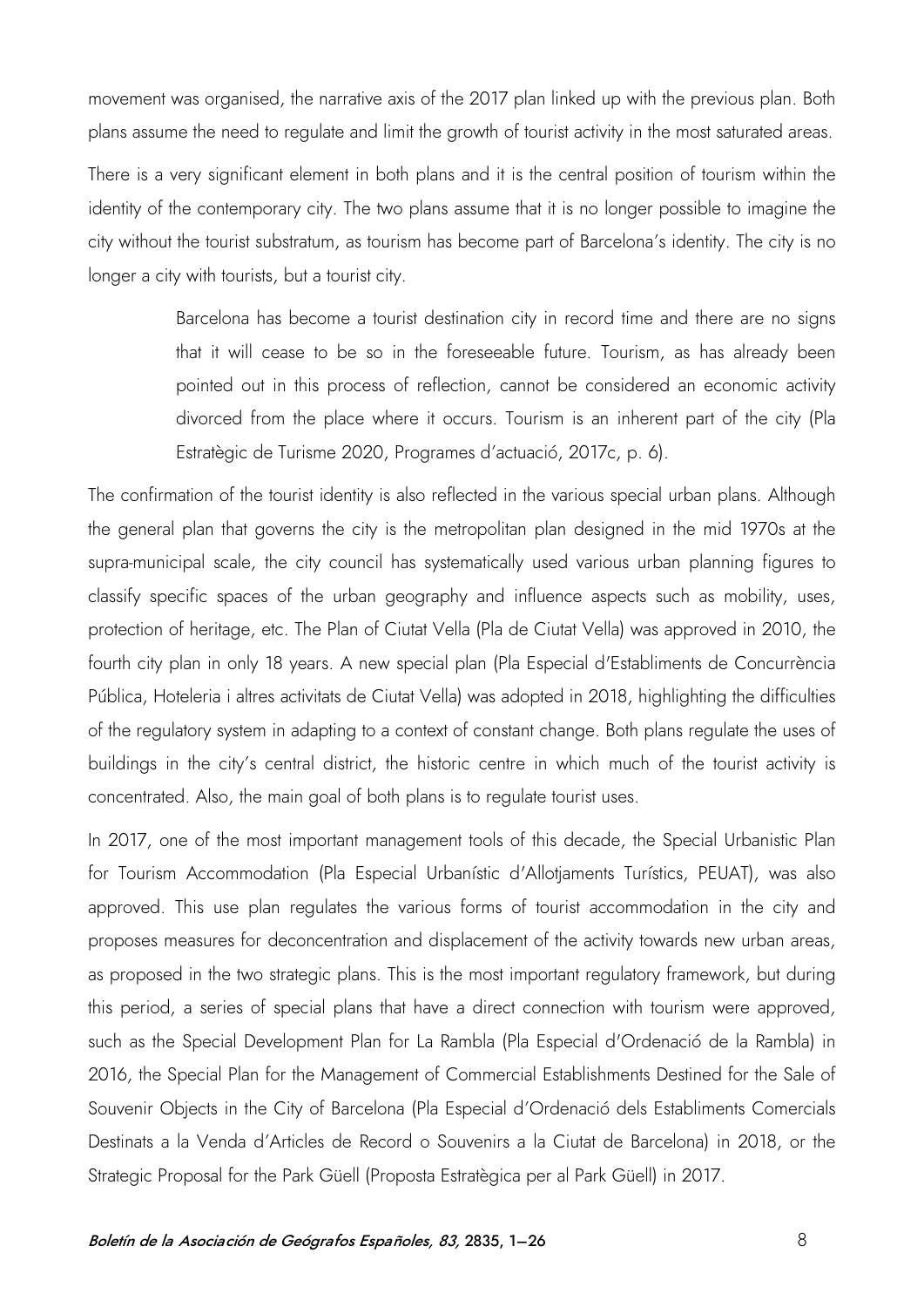movement was organised, the narrative axis of the 2017 plan linked up with the previous plan. Both plans assume the need to regulate and limit the growth of tourist activity in the most saturated areas.

There is a very significant element in both plans and it is the central position of tourism within the identity of the contemporary city. The two plans assume that it is no longer possible to imagine the city without the tourist substratum, as tourism has become part of Barcelona's identity. The city is no longer a city with tourists, but a tourist city.

> Barcelona has become a tourist destination city in record time and there are no signs that it will cease to be so in the foreseeable future. Tourism, as has already been pointed out in this process of reflection, cannot be considered an economic activity divorced from the place where it occurs. Tourism is an inherent part of the city (Pla Estratègic de Turisme 2020, Programes d'actuació, 2017c, p. 6).

The confirmation of the tourist identity is also reflected in the various special urban plans. Although the general plan that governs the city is the metropolitan plan designed in the mid 1970s at the supra-municipal scale, the city council has systematically used various urban planning figures to classify specific spaces of the urban geography and influence aspects such as mobility, uses, protection of heritage, etc. The Plan of Ciutat Vella (Pla de Ciutat Vella) was approved in 2010, the fourth city plan in only 18 years. A new special plan (Pla Especial d'Establiments de Concurrència Pública, Hoteleria i altres activitats de Ciutat Vella) was adopted in 2018, highlighting the difficulties of the regulatory system in adapting to a context of constant change. Both plans regulate the uses of buildings in the city's central district, the historic centre in which much of the tourist activity is concentrated. Also, the main goal of both plans is to regulate tourist uses.

In 2017, one of the most important management tools of this decade, the Special Urbanistic Plan for Tourism Accommodation (Pla Especial Urbanístic d'Allotjaments Turístics, PEUAT), was also approved. This use plan regulates the various forms of tourist accommodation in the city and proposes measures for deconcentration and displacement of the activity towards new urban areas, as proposed in the two strategic plans. This is the most important regulatory framework, but during this period, a series of special plans that have a direct connection with tourism were approved, such as the Special Development Plan for La Rambla (Pla Especial d'Ordenació de la Rambla) in 2016, the Special Plan for the Management of Commercial Establishments Destined for the Sale of Souvenir Objects in the City of Barcelona (Pla Especial d'Ordenació dels Establiments Comercials Destinats a la Venda d'Articles de Record o Souvenirs a la Ciutat de Barcelona) in 2018, or the Strategic Proposal for the Park Güell (Proposta Estratègica per al Park Güell) in 2017.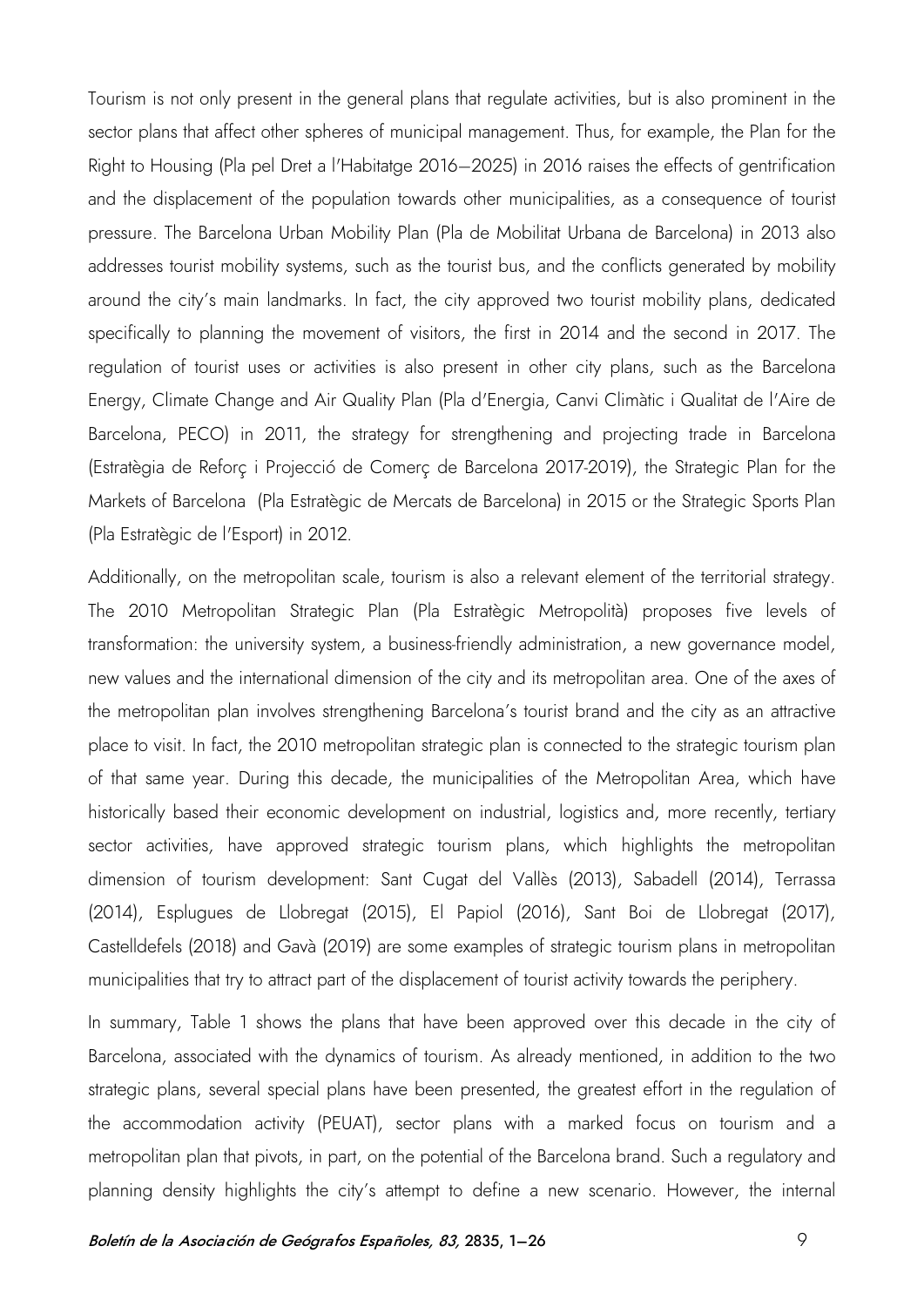Tourism is not only present in the general plans that regulate activities, but is also prominent in the sector plans that affect other spheres of municipal management. Thus, for example, the Plan for the Right to Housing (Pla pel Dret a l'Habitatge 2016–2025) in 2016 raises the effects of gentrification and the displacement of the population towards other municipalities, as a consequence of tourist pressure. The Barcelona Urban Mobility Plan (Pla de Mobilitat Urbana de Barcelona) in 2013 also addresses tourist mobility systems, such as the tourist bus, and the conflicts generated by mobility around the city's main landmarks. In fact, the city approved two tourist mobility plans, dedicated specifically to planning the movement of visitors, the first in 2014 and the second in 2017. The regulation of tourist uses or activities is also present in other city plans, such as the Barcelona Energy, Climate Change and Air Quality Plan (Pla d'Energia, Canvi Climàtic i Qualitat de l'Aire de Barcelona, PECO) in 2011, the strategy for strengthening and projecting trade in Barcelona (Estratègia de Reforç i Projecció de Comerç de Barcelona 2017-2019), the Strategic Plan for the Markets of Barcelona (Pla Estratègic de Mercats de Barcelona) in 2015 or the Strategic Sports Plan (Pla Estratègic de l'Esport) in 2012.

Additionally, on the metropolitan scale, tourism is also a relevant element of the territorial strategy. The 2010 Metropolitan Strategic Plan (Pla Estratègic Metropolità) proposes five levels of transformation: the university system, a business-friendly administration, a new governance model, new values and the international dimension of the city and its metropolitan area. One of the axes of the metropolitan plan involves strengthening Barcelona's tourist brand and the city as an attractive place to visit. In fact, the 2010 metropolitan strategic plan is connected to the strategic tourism plan of that same year. During this decade, the municipalities of the Metropolitan Area, which have historically based their economic development on industrial, logistics and, more recently, tertiary sector activities, have approved strategic tourism plans, which highlights the metropolitan dimension of tourism development: Sant Cugat del Vallès (2013), Sabadell (2014), Terrassa (2014), Esplugues de Llobregat (2015), El Papiol (2016), Sant Boi de Llobregat (2017), Castelldefels (2018) and Gavà (2019) are some examples of strategic tourism plans in metropolitan municipalities that try to attract part of the displacement of tourist activity towards the periphery.

In summary, Table 1 shows the plans that have been approved over this decade in the city of Barcelona, associated with the dynamics of tourism. As already mentioned, in addition to the two strategic plans, several special plans have been presented, the greatest effort in the regulation of the accommodation activity (PEUAT), sector plans with a marked focus on tourism and a metropolitan plan that pivots, in part, on the potential of the Barcelona brand. Such a regulatory and planning density highlights the city's attempt to define a new scenario. However, the internal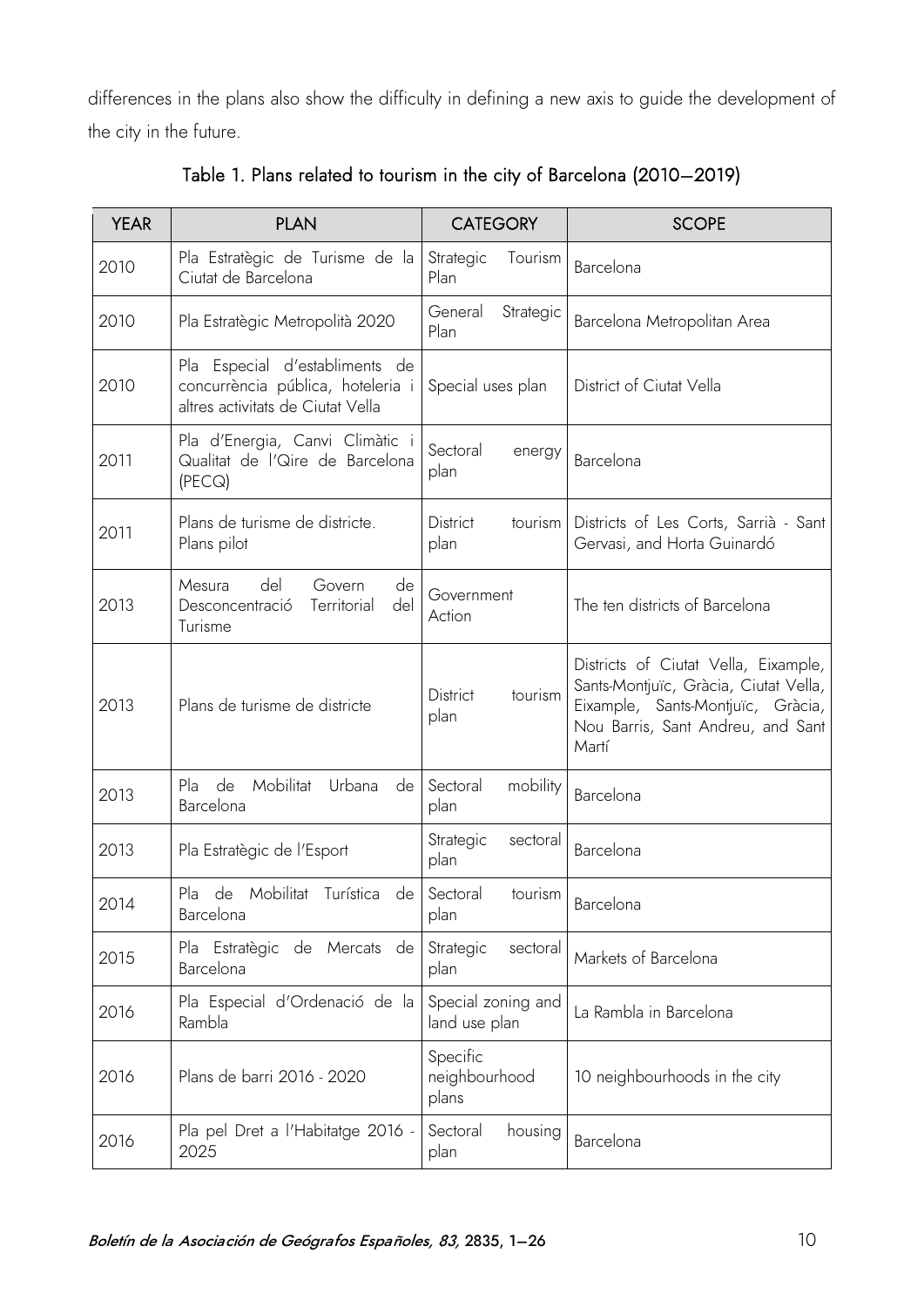differences in the plans also show the difficulty in defining a new axis to guide the development of the city in the future.

Table 1. Plans related to tourism in the city of Barcelona (2010–2019)

| YEAR | PLAN | CATEGORY | SCOPE |
|---|---|---|---|
| 2010 | Pla Estratègic de Turisme de la Ciutat de Barcelona | Strategic Tourism Plan | Barcelona |
| 2010 | Pla Estratègic Metropolità 2020 | General Strategic Plan | Barcelona Metropolitan Area |
| 2010 | Pla Especial d'establiments de concurrència pública, hoteleria i altres activitats de Ciutat Vella | Special uses plan | District of Ciutat Vella |
| 2011 | Pla d'Energia, Canvi Climàtic i Qualitat de l'Qire de Barcelona (PECQ) | Sectoral energy plan | Barcelona |
| 2011 | Plans de turisme de districte. Plans pilot | District tourism plan | Districts of Les Corts, Sarrià - Sant Gervasi, and Horta Guinardó |
| 2013 | Mesura del Govern de Desconcentració Territorial del Turisme | Government Action | The ten districts of Barcelona |
| 2013 | Plans de turisme de districte | District tourism plan | Districts of Ciutat Vella, Eixample, Sants-Montjuïc, Gràcia, Ciutat Vella, Eixample, Sants-Montjuïc, Gràcia, Nou Barris, Sant Andreu, and Sant Martí |
| 2013 | Pla de Mobilitat Urbana de Barcelona | Sectoral mobility plan | Barcelona |
| 2013 | Pla Estratègic de l'Esport | Strategic sectoral plan | Barcelona |
| 2014 | Pla de Mobilitat Turística de Barcelona | Sectoral tourism plan | Barcelona |
| 2015 | Pla Estratègic de Mercats de Barcelona | Strategic sectoral plan | Markets of Barcelona |
| 2016 | Pla Especial d'Ordenació de la Rambla | Special zoning and land use plan | La Rambla in Barcelona |
| 2016 | Plans de barri 2016 - 2020 | Specific neighbourhood plans | 10 neighbourhoods in the city |
| 2016 | Pla pel Dret a l'Habitatge 2016 - 2025 | Sectoral housing plan | Barcelona |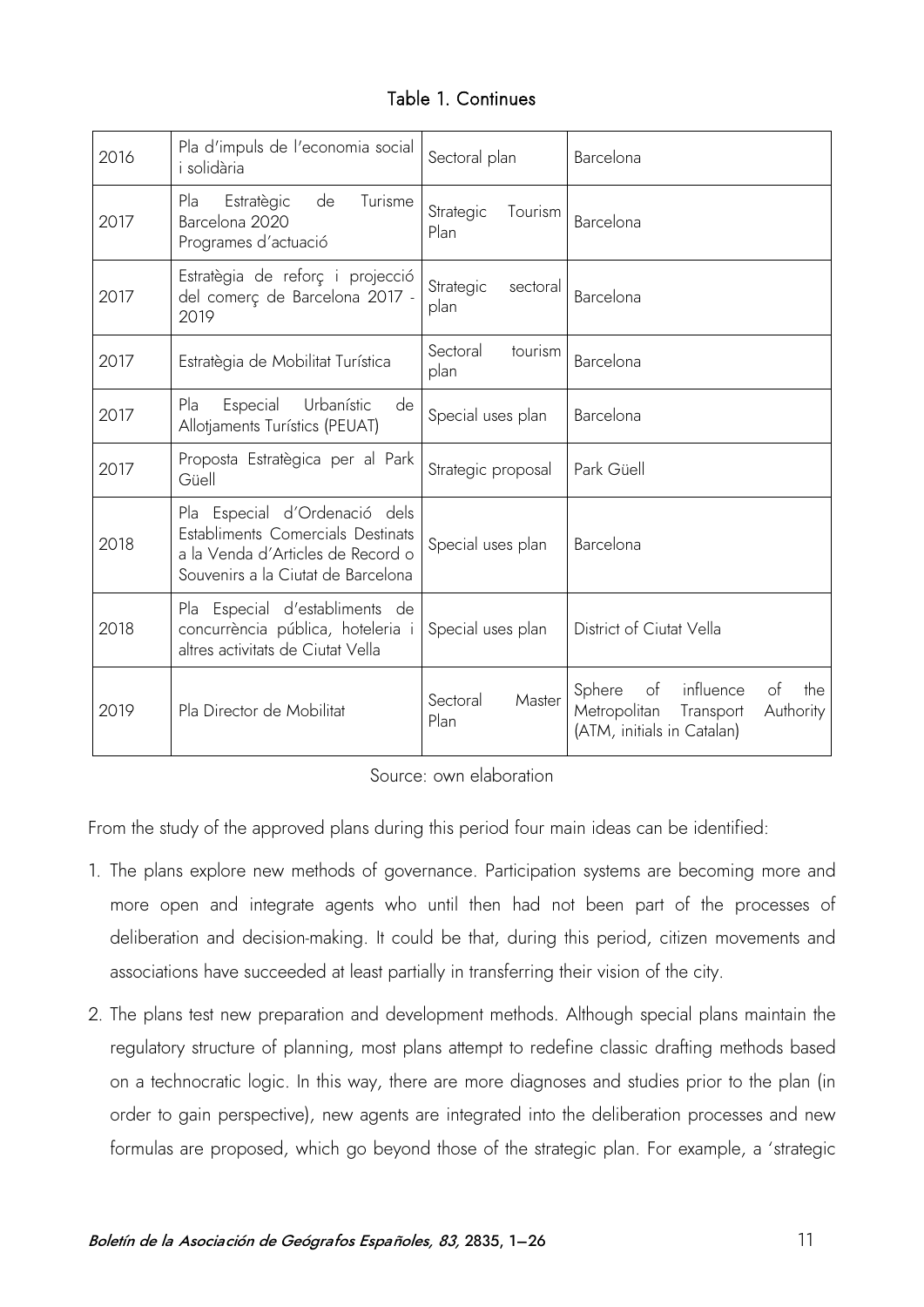Table 1. Continues

| | | | |
|---|---|---|---|
| 2016 | Pla d'impuls de l'economia social i solidària | Sectoral plan | Barcelona |
| 2017 | Pla Estratègic de Turisme Barcelona 2020 Programes d'actuació | Strategic Tourism Plan | Barcelona |
| 2017 | Estratègia de reforç i projecció del comerç de Barcelona 2017 - 2019 | Strategic sectoral plan | Barcelona |
| 2017 | Estratègia de Mobilitat Turística | Sectoral tourism plan | Barcelona |
| 2017 | Pla Especial Urbanístic de Allotjaments Turístics (PEUAT) | Special uses plan | Barcelona |
| 2017 | Proposta Estratègica per al Park Güell | Strategic proposal | Park Güell |
| 2018 | Pla Especial d'Ordenació dels Establiments Comercials Destinats a la Venda d'Articles de Record o Souvenirs a la Ciutat de Barcelona | Special uses plan | Barcelona |
| 2018 | Pla Especial d'establiments de concurrència pública, hoteleria i altres activitats de Ciutat Vella | Special uses plan | District of Ciutat Vella |
| 2019 | Pla Director de Mobilitat | Sectoral Master Plan | Sphere of influence of the Metropolitan Transport Authority (ATM, initials in Catalan) |

Source: own elaboration

From the study of the approved plans during this period four main ideas can be identified:

1. The plans explore new methods of governance. Participation systems are becoming more and more open and integrate agents who until then had not been part of the processes of deliberation and decision-making. It could be that, during this period, citizen movements and associations have succeeded at least partially in transferring their vision of the city.

2. The plans test new preparation and development methods. Although special plans maintain the regulatory structure of planning, most plans attempt to redefine classic drafting methods based on a technocratic logic. In this way, there are more diagnoses and studies prior to the plan (in order to gain perspective), new agents are integrated into the deliberation processes and new formulas are proposed, which go beyond those of the strategic plan. For example, a 'strategic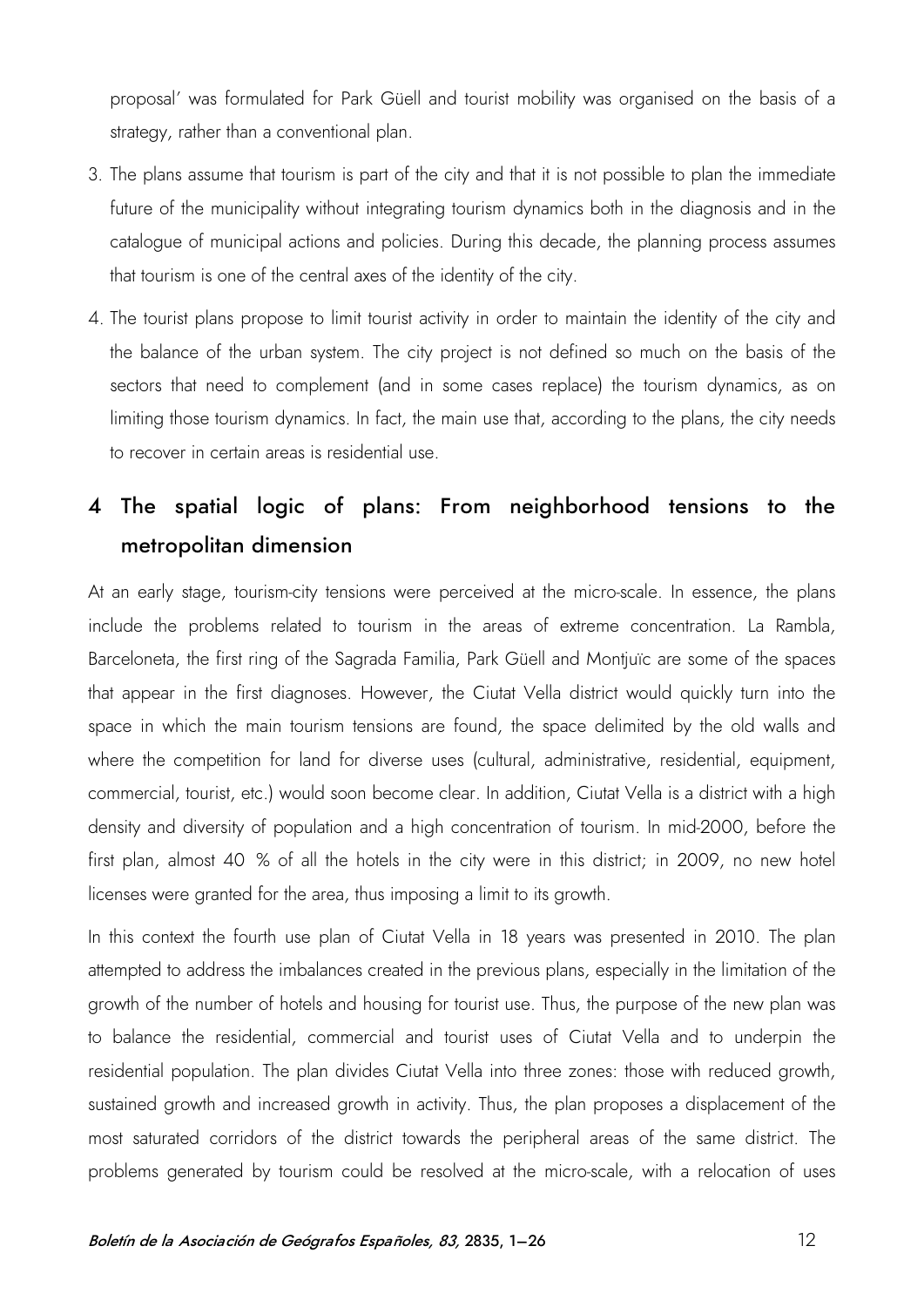proposal' was formulated for Park Güell and tourist mobility was organised on the basis of a strategy, rather than a conventional plan.

3. The plans assume that tourism is part of the city and that it is not possible to plan the immediate future of the municipality without integrating tourism dynamics both in the diagnosis and in the catalogue of municipal actions and policies. During this decade, the planning process assumes that tourism is one of the central axes of the identity of the city.
4. The tourist plans propose to limit tourist activity in order to maintain the identity of the city and the balance of the urban system. The city project is not defined so much on the basis of the sectors that need to complement (and in some cases replace) the tourism dynamics, as on limiting those tourism dynamics. In fact, the main use that, according to the plans, the city needs to recover in certain areas is residential use.

## 4 The spatial logic of plans: From neighborhood tensions to the metropolitan dimension

At an early stage, tourism-city tensions were perceived at the micro-scale. In essence, the plans include the problems related to tourism in the areas of extreme concentration. La Rambla, Barceloneta, the first ring of the Sagrada Familia, Park Güell and Montjuïc are some of the spaces that appear in the first diagnoses. However, the Ciutat Vella district would quickly turn into the space in which the main tourism tensions are found, the space delimited by the old walls and where the competition for land for diverse uses (cultural, administrative, residential, equipment, commercial, tourist, etc.) would soon become clear. In addition, Ciutat Vella is a district with a high density and diversity of population and a high concentration of tourism. In mid-2000, before the first plan, almost 40 % of all the hotels in the city were in this district; in 2009, no new hotel licenses were granted for the area, thus imposing a limit to its growth.

In this context the fourth use plan of Ciutat Vella in 18 years was presented in 2010. The plan attempted to address the imbalances created in the previous plans, especially in the limitation of the growth of the number of hotels and housing for tourist use. Thus, the purpose of the new plan was to balance the residential, commercial and tourist uses of Ciutat Vella and to underpin the residential population. The plan divides Ciutat Vella into three zones: those with reduced growth, sustained growth and increased growth in activity. Thus, the plan proposes a displacement of the most saturated corridors of the district towards the peripheral areas of the same district. The problems generated by tourism could be resolved at the micro-scale, with a relocation of uses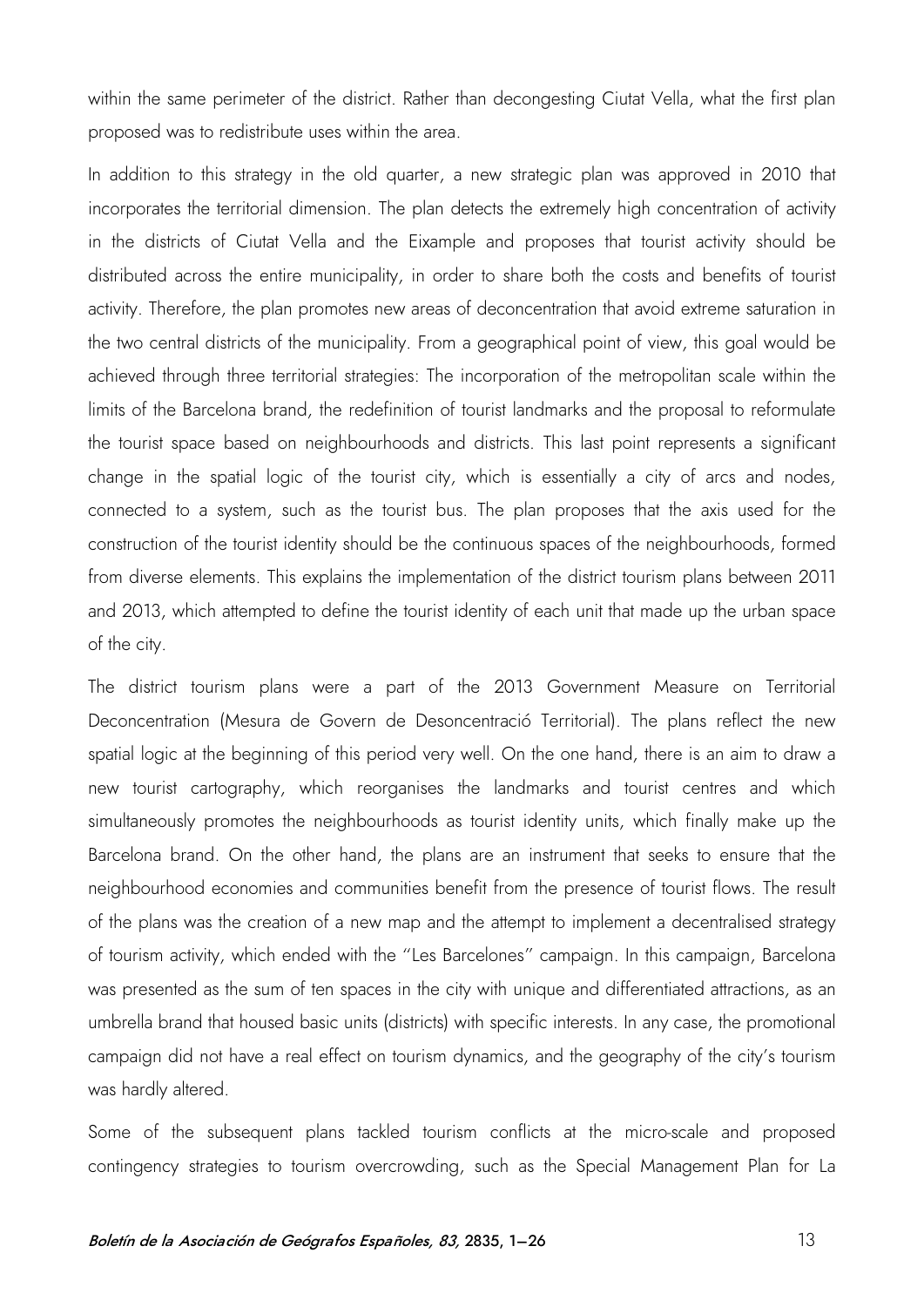within the same perimeter of the district. Rather than decongesting Ciutat Vella, what the first plan proposed was to redistribute uses within the area.

In addition to this strategy in the old quarter, a new strategic plan was approved in 2010 that incorporates the territorial dimension. The plan detects the extremely high concentration of activity in the districts of Ciutat Vella and the Eixample and proposes that tourist activity should be distributed across the entire municipality, in order to share both the costs and benefits of tourist activity. Therefore, the plan promotes new areas of deconcentration that avoid extreme saturation in the two central districts of the municipality. From a geographical point of view, this goal would be achieved through three territorial strategies: The incorporation of the metropolitan scale within the limits of the Barcelona brand, the redefinition of tourist landmarks and the proposal to reformulate the tourist space based on neighbourhoods and districts. This last point represents a significant change in the spatial logic of the tourist city, which is essentially a city of arcs and nodes, connected to a system, such as the tourist bus. The plan proposes that the axis used for the construction of the tourist identity should be the continuous spaces of the neighbourhoods, formed from diverse elements. This explains the implementation of the district tourism plans between 2011 and 2013, which attempted to define the tourist identity of each unit that made up the urban space of the city.

The district tourism plans were a part of the 2013 Government Measure on Territorial Deconcentration (Mesura de Govern de Desconcentració Territorial). The plans reflect the new spatial logic at the beginning of this period very well. On the one hand, there is an aim to draw a new tourist cartography, which reorganises the landmarks and tourist centres and which simultaneously promotes the neighbourhoods as tourist identity units, which finally make up the Barcelona brand. On the other hand, the plans are an instrument that seeks to ensure that the neighbourhood economies and communities benefit from the presence of tourist flows. The result of the plans was the creation of a new map and the attempt to implement a decentralised strategy of tourism activity, which ended with the "Les Barcelones" campaign. In this campaign, Barcelona was presented as the sum of ten spaces in the city with unique and differentiated attractions, as an umbrella brand that housed basic units (districts) with specific interests. In any case, the promotional campaign did not have a real effect on tourism dynamics, and the geography of the city's tourism was hardly altered.

Some of the subsequent plans tackled tourism conflicts at the micro-scale and proposed contingency strategies to tourism overcrowding, such as the Special Management Plan for La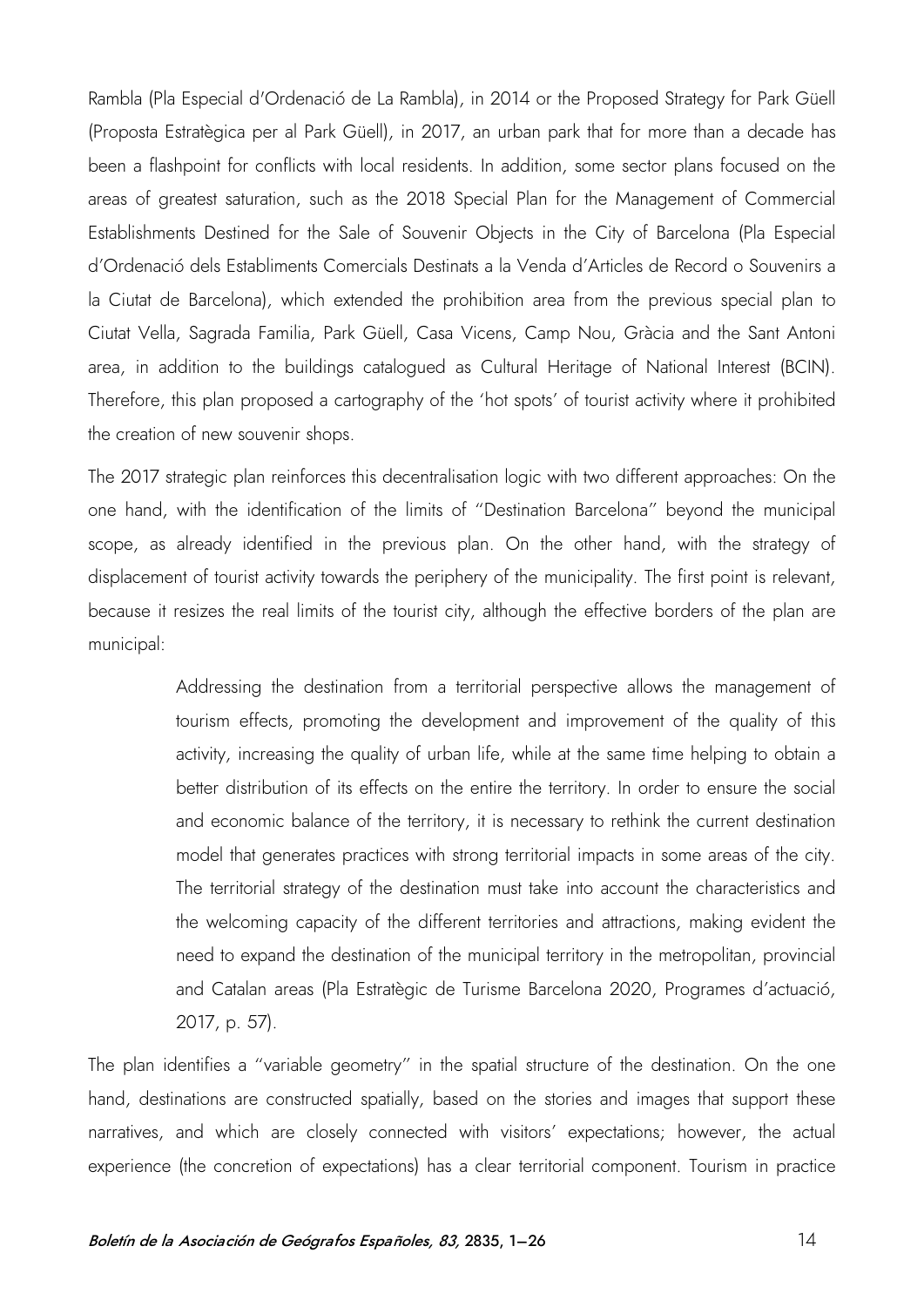Rambla (Pla Especial d'Ordenació de La Rambla), in 2014 or the Proposed Strategy for Park Güell (Proposta Estratègica per al Park Güell), in 2017, an urban park that for more than a decade has been a flashpoint for conflicts with local residents. In addition, some sector plans focused on the areas of greatest saturation, such as the 2018 Special Plan for the Management of Commercial Establishments Destined for the Sale of Souvenir Objects in the City of Barcelona (Pla Especial d'Ordenació dels Establiments Comercials Destinats a la Venda d'Articles de Record o Souvenirs a la Ciutat de Barcelona), which extended the prohibition area from the previous special plan to Ciutat Vella, Sagrada Familia, Park Güell, Casa Vicens, Camp Nou, Gràcia and the Sant Antoni area, in addition to the buildings catalogued as Cultural Heritage of National Interest (BCIN). Therefore, this plan proposed a cartography of the 'hot spots' of tourist activity where it prohibited the creation of new souvenir shops.

The 2017 strategic plan reinforces this decentralisation logic with two different approaches: On the one hand, with the identification of the limits of "Destination Barcelona" beyond the municipal scope, as already identified in the previous plan. On the other hand, with the strategy of displacement of tourist activity towards the periphery of the municipality. The first point is relevant, because it resizes the real limits of the tourist city, although the effective borders of the plan are municipal:

> Addressing the destination from a territorial perspective allows the management of tourism effects, promoting the development and improvement of the quality of this activity, increasing the quality of urban life, while at the same time helping to obtain a better distribution of its effects on the entire the territory. In order to ensure the social and economic balance of the territory, it is necessary to rethink the current destination model that generates practices with strong territorial impacts in some areas of the city. The territorial strategy of the destination must take into account the characteristics and the welcoming capacity of the different territories and attractions, making evident the need to expand the destination of the municipal territory in the metropolitan, provincial and Catalan areas (Pla Estratègic de Turisme Barcelona 2020, Programes d'actuació, 2017, p. 57).

The plan identifies a "variable geometry" in the spatial structure of the destination. On the one hand, destinations are constructed spatially, based on the stories and images that support these narratives, and which are closely connected with visitors' expectations; however, the actual experience (the concretion of expectations) has a clear territorial component. Tourism in practice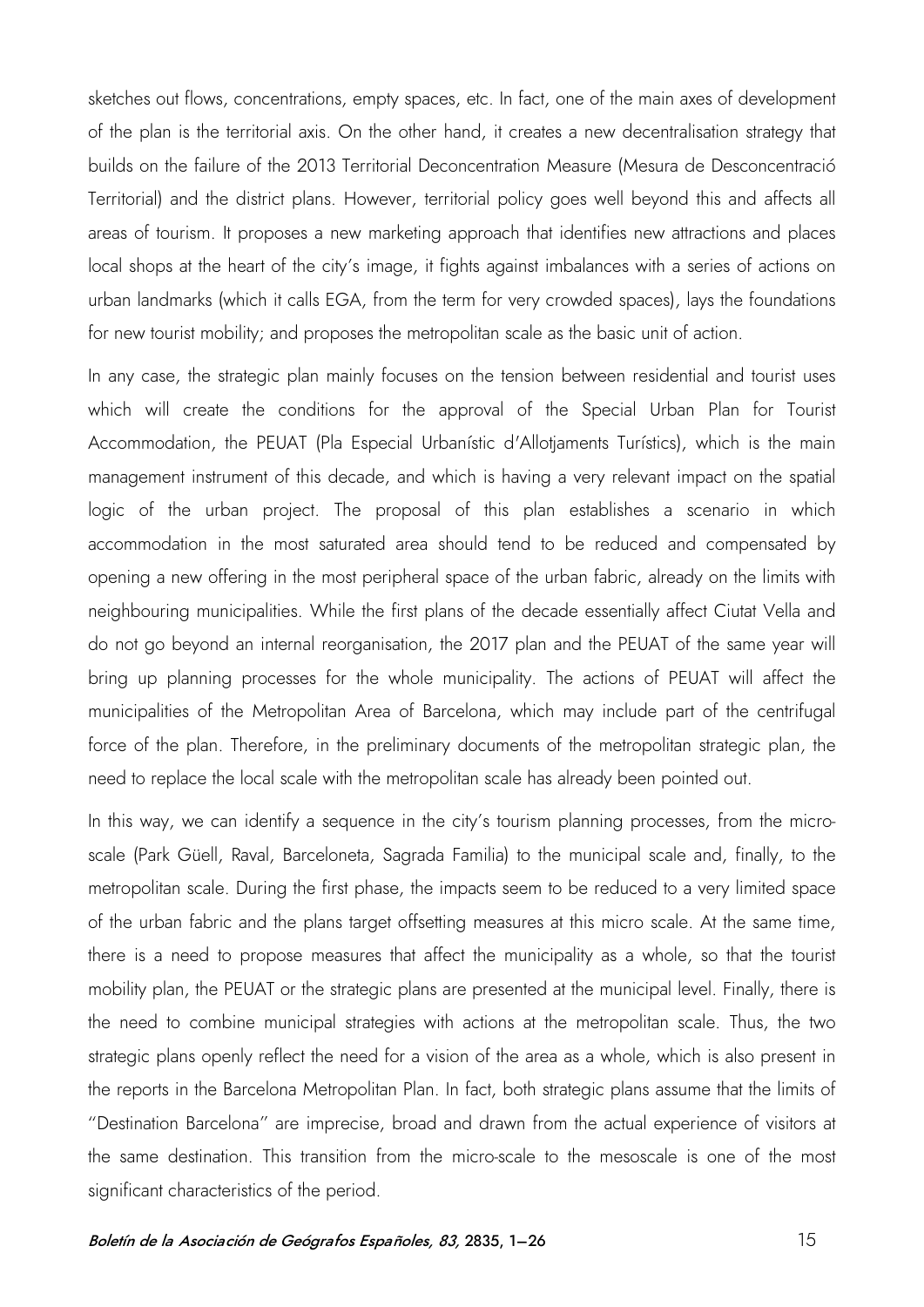sketches out flows, concentrations, empty spaces, etc. In fact, one of the main axes of development of the plan is the territorial axis. On the other hand, it creates a new decentralisation strategy that builds on the failure of the 2013 Territorial Deconcentration Measure (Mesura de Desconcentració Territorial) and the district plans. However, territorial policy goes well beyond this and affects all areas of tourism. It proposes a new marketing approach that identifies new attractions and places local shops at the heart of the city's image, it fights against imbalances with a series of actions on urban landmarks (which it calls EGA, from the term for very crowded spaces), lays the foundations for new tourist mobility; and proposes the metropolitan scale as the basic unit of action.

In any case, the strategic plan mainly focuses on the tension between residential and tourist uses which will create the conditions for the approval of the Special Urban Plan for Tourist Accommodation, the PEUAT (Pla Especial Urbanístic d'Allotjaments Turístics), which is the main management instrument of this decade, and which is having a very relevant impact on the spatial logic of the urban project. The proposal of this plan establishes a scenario in which accommodation in the most saturated area should tend to be reduced and compensated by opening a new offering in the most peripheral space of the urban fabric, already on the limits with neighbouring municipalities. While the first plans of the decade essentially affect Ciutat Vella and do not go beyond an internal reorganisation, the 2017 plan and the PEUAT of the same year will bring up planning processes for the whole municipality. The actions of PEUAT will affect the municipalities of the Metropolitan Area of Barcelona, which may include part of the centrifugal force of the plan. Therefore, in the preliminary documents of the metropolitan strategic plan, the need to replace the local scale with the metropolitan scale has already been pointed out.

In this way, we can identify a sequence in the city's tourism planning processes, from the micro-scale (Park Güell, Raval, Barceloneta, Sagrada Familia) to the municipal scale and, finally, to the metropolitan scale. During the first phase, the impacts seem to be reduced to a very limited space of the urban fabric and the plans target offsetting measures at this micro scale. At the same time, there is a need to propose measures that affect the municipality as a whole, so that the tourist mobility plan, the PEUAT or the strategic plans are presented at the municipal level. Finally, there is the need to combine municipal strategies with actions at the metropolitan scale. Thus, the two strategic plans openly reflect the need for a vision of the area as a whole, which is also present in the reports in the Barcelona Metropolitan Plan. In fact, both strategic plans assume that the limits of "Destination Barcelona" are imprecise, broad and drawn from the actual experience of visitors at the same destination. This transition from the micro-scale to the mesoscale is one of the most significant characteristics of the period.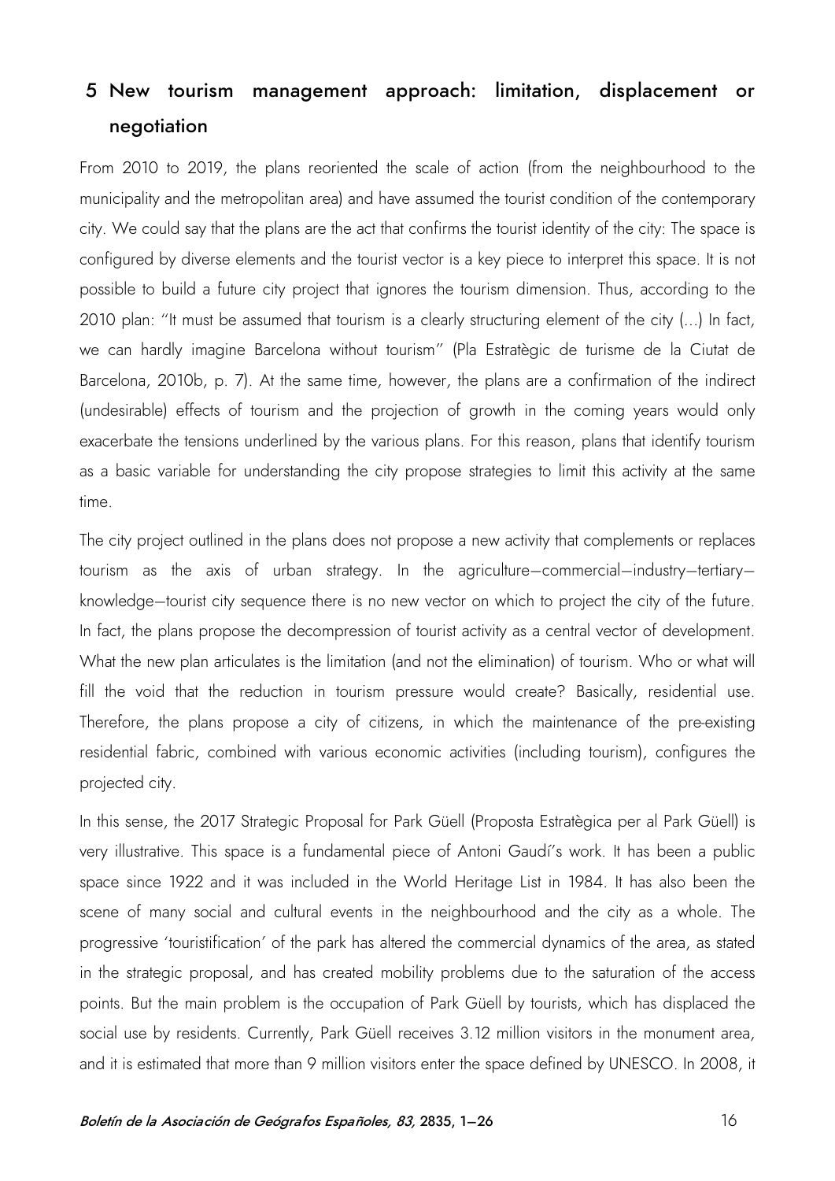## 5 New tourism management approach: limitation, displacement or negotiation

From 2010 to 2019, the plans reoriented the scale of action (from the neighbourhood to the municipality and the metropolitan area) and have assumed the tourist condition of the contemporary city. We could say that the plans are the act that confirms the tourist identity of the city: The space is configured by diverse elements and the tourist vector is a key piece to interpret this space. It is not possible to build a future city project that ignores the tourism dimension. Thus, according to the 2010 plan: "It must be assumed that tourism is a clearly structuring element of the city (...) In fact, we can hardly imagine Barcelona without tourism" (Pla Estratègic de turisme de la Ciutat de Barcelona, 2010b, p. 7). At the same time, however, the plans are a confirmation of the indirect (undesirable) effects of tourism and the projection of growth in the coming years would only exacerbate the tensions underlined by the various plans. For this reason, plans that identify tourism as a basic variable for understanding the city propose strategies to limit this activity at the same time.

The city project outlined in the plans does not propose a new activity that complements or replaces tourism as the axis of urban strategy. In the agriculture–commercial–industry–tertiary–knowledge–tourist city sequence there is no new vector on which to project the city of the future. In fact, the plans propose the decompression of tourist activity as a central vector of development. What the new plan articulates is the limitation (and not the elimination) of tourism. Who or what will fill the void that the reduction in tourism pressure would create? Basically, residential use. Therefore, the plans propose a city of citizens, in which the maintenance of the pre-existing residential fabric, combined with various economic activities (including tourism), configures the projected city.

In this sense, the 2017 Strategic Proposal for Park Güell (Proposta Estratègica per al Park Güell) is very illustrative. This space is a fundamental piece of Antoni Gaudí's work. It has been a public space since 1922 and it was included in the World Heritage List in 1984. It has also been the scene of many social and cultural events in the neighbourhood and the city as a whole. The progressive 'touristification' of the park has altered the commercial dynamics of the area, as stated in the strategic proposal, and has created mobility problems due to the saturation of the access points. But the main problem is the occupation of Park Güell by tourists, which has displaced the social use by residents. Currently, Park Güell receives 3.12 million visitors in the monument area, and it is estimated that more than 9 million visitors enter the space defined by UNESCO. In 2008, it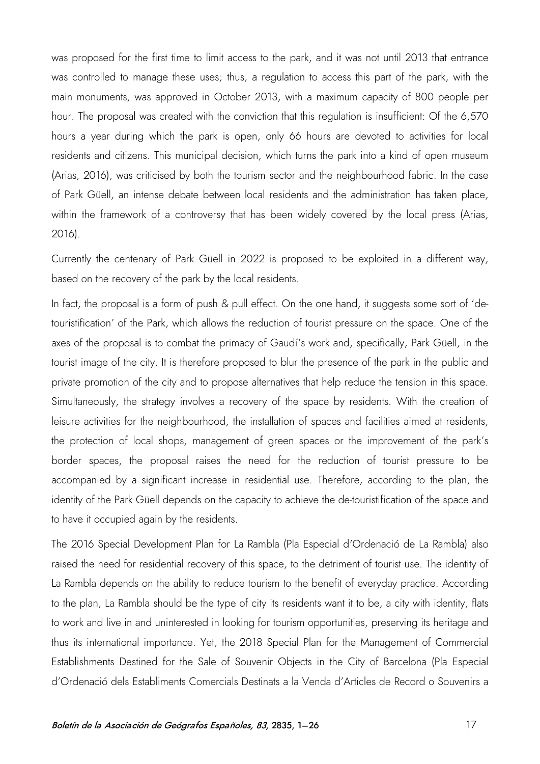was proposed for the first time to limit access to the park, and it was not until 2013 that entrance was controlled to manage these uses; thus, a regulation to access this part of the park, with the main monuments, was approved in October 2013, with a maximum capacity of 800 people per hour. The proposal was created with the conviction that this regulation is insufficient: Of the 6,570 hours a year during which the park is open, only 66 hours are devoted to activities for local residents and citizens. This municipal decision, which turns the park into a kind of open museum (Arias, 2016), was criticised by both the tourism sector and the neighbourhood fabric. In the case of Park Güell, an intense debate between local residents and the administration has taken place, within the framework of a controversy that has been widely covered by the local press (Arias, 2016).

Currently the centenary of Park Güell in 2022 is proposed to be exploited in a different way, based on the recovery of the park by the local residents.

In fact, the proposal is a form of push & pull effect. On the one hand, it suggests some sort of 'de-touristification' of the Park, which allows the reduction of tourist pressure on the space. One of the axes of the proposal is to combat the primacy of Gaudí's work and, specifically, Park Güell, in the tourist image of the city. It is therefore proposed to blur the presence of the park in the public and private promotion of the city and to propose alternatives that help reduce the tension in this space. Simultaneously, the strategy involves a recovery of the space by residents. With the creation of leisure activities for the neighbourhood, the installation of spaces and facilities aimed at residents, the protection of local shops, management of green spaces or the improvement of the park's border spaces, the proposal raises the need for the reduction of tourist pressure to be accompanied by a significant increase in residential use. Therefore, according to the plan, the identity of the Park Güell depends on the capacity to achieve the de-touristification of the space and to have it occupied again by the residents.

The 2016 Special Development Plan for La Rambla (Pla Especial d'Ordenació de La Rambla) also raised the need for residential recovery of this space, to the detriment of tourist use. The identity of La Rambla depends on the ability to reduce tourism to the benefit of everyday practice. According to the plan, La Rambla should be the type of city its residents want it to be, a city with identity, flats to work and live in and uninterested in looking for tourism opportunities, preserving its heritage and thus its international importance. Yet, the 2018 Special Plan for the Management of Commercial Establishments Destined for the Sale of Souvenir Objects in the City of Barcelona (Pla Especial d'Ordenació dels Establiments Comercials Destinats a la Venda d'Articles de Record o Souvenirs a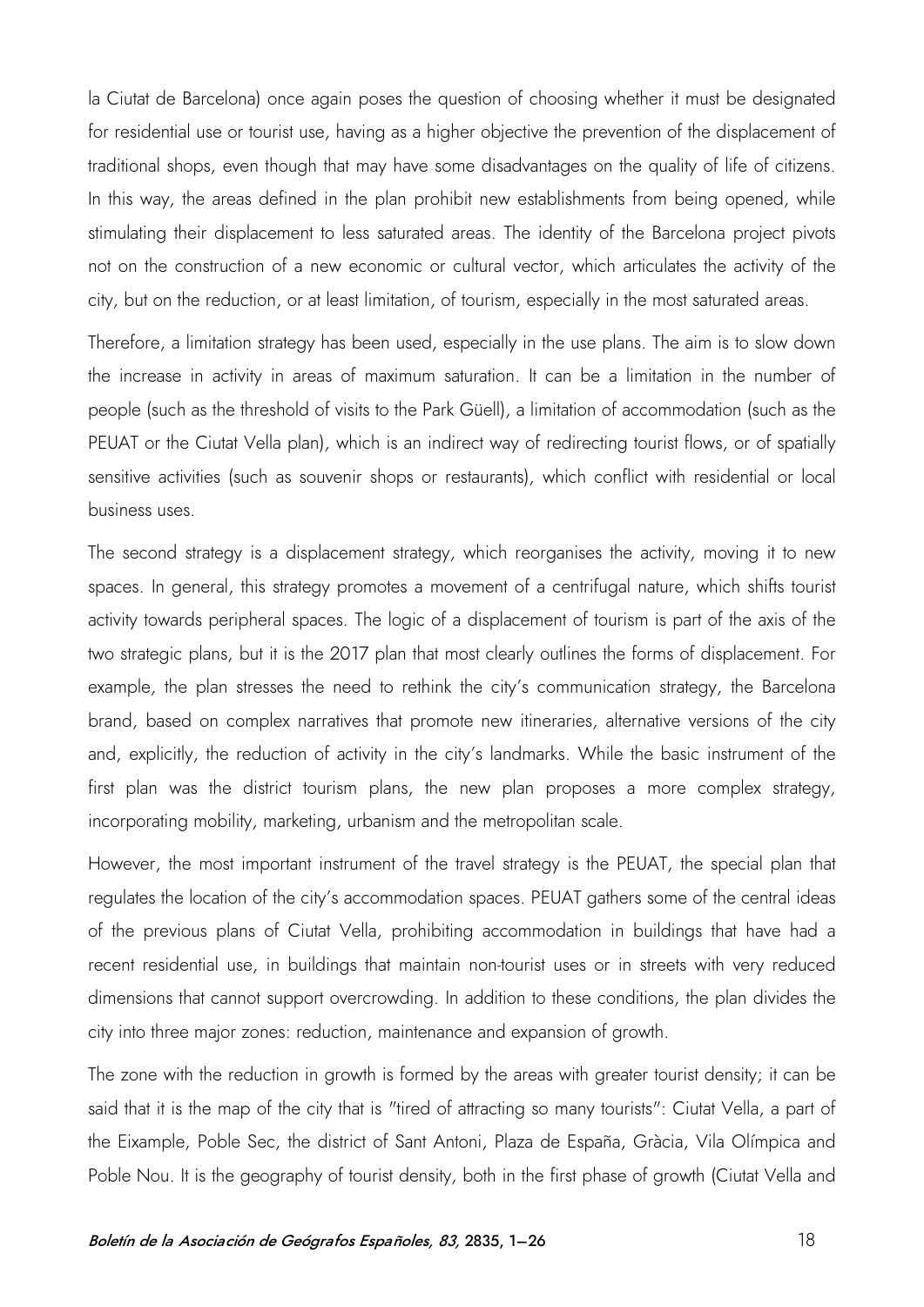la Ciutat de Barcelona) once again poses the question of choosing whether it must be designated for residential use or tourist use, having as a higher objective the prevention of the displacement of traditional shops, even though that may have some disadvantages on the quality of life of citizens. In this way, the areas defined in the plan prohibit new establishments from being opened, while stimulating their displacement to less saturated areas. The identity of the Barcelona project pivots not on the construction of a new economic or cultural vector, which articulates the activity of the city, but on the reduction, or at least limitation, of tourism, especially in the most saturated areas.

Therefore, a limitation strategy has been used, especially in the use plans. The aim is to slow down the increase in activity in areas of maximum saturation. It can be a limitation in the number of people (such as the threshold of visits to the Park Güell), a limitation of accommodation (such as the PEUAT or the Ciutat Vella plan), which is an indirect way of redirecting tourist flows, or of spatially sensitive activities (such as souvenir shops or restaurants), which conflict with residential or local business uses.

The second strategy is a displacement strategy, which reorganises the activity, moving it to new spaces. In general, this strategy promotes a movement of a centrifugal nature, which shifts tourist activity towards peripheral spaces. The logic of a displacement of tourism is part of the axis of the two strategic plans, but it is the 2017 plan that most clearly outlines the forms of displacement. For example, the plan stresses the need to rethink the city's communication strategy, the Barcelona brand, based on complex narratives that promote new itineraries, alternative versions of the city and, explicitly, the reduction of activity in the city's landmarks. While the basic instrument of the first plan was the district tourism plans, the new plan proposes a more complex strategy, incorporating mobility, marketing, urbanism and the metropolitan scale.

However, the most important instrument of the travel strategy is the PEUAT, the special plan that regulates the location of the city's accommodation spaces. PEUAT gathers some of the central ideas of the previous plans of Ciutat Vella, prohibiting accommodation in buildings that have had a recent residential use, in buildings that maintain non-tourist uses or in streets with very reduced dimensions that cannot support overcrowding. In addition to these conditions, the plan divides the city into three major zones: reduction, maintenance and expansion of growth.

The zone with the reduction in growth is formed by the areas with greater tourist density; it can be said that it is the map of the city that is "tired of attracting so many tourists": Ciutat Vella, a part of the Eixample, Poble Sec, the district of Sant Antoni, Plaza de España, Gràcia, Vila Olímpica and Poble Nou. It is the geography of tourist density, both in the first phase of growth (Ciutat Vella and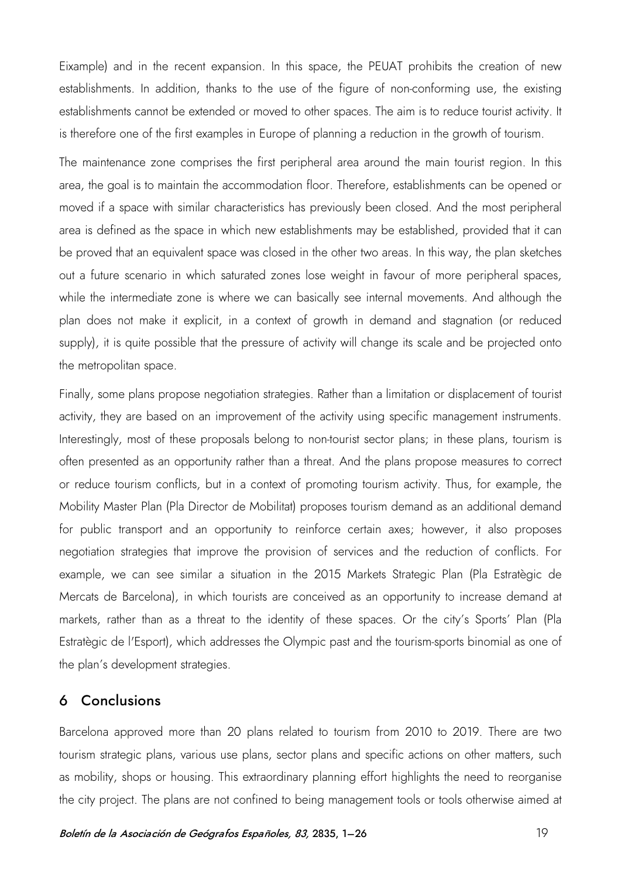Eixample) and in the recent expansion. In this space, the PEUAT prohibits the creation of new establishments. In addition, thanks to the use of the figure of non-conforming use, the existing establishments cannot be extended or moved to other spaces. The aim is to reduce tourist activity. It is therefore one of the first examples in Europe of planning a reduction in the growth of tourism.

The maintenance zone comprises the first peripheral area around the main tourist region. In this area, the goal is to maintain the accommodation floor. Therefore, establishments can be opened or moved if a space with similar characteristics has previously been closed. And the most peripheral area is defined as the space in which new establishments may be established, provided that it can be proved that an equivalent space was closed in the other two areas. In this way, the plan sketches out a future scenario in which saturated zones lose weight in favour of more peripheral spaces, while the intermediate zone is where we can basically see internal movements. And although the plan does not make it explicit, in a context of growth in demand and stagnation (or reduced supply), it is quite possible that the pressure of activity will change its scale and be projected onto the metropolitan space.

Finally, some plans propose negotiation strategies. Rather than a limitation or displacement of tourist activity, they are based on an improvement of the activity using specific management instruments. Interestingly, most of these proposals belong to non-tourist sector plans; in these plans, tourism is often presented as an opportunity rather than a threat. And the plans propose measures to correct or reduce tourism conflicts, but in a context of promoting tourism activity. Thus, for example, the Mobility Master Plan (Pla Director de Mobilitat) proposes tourism demand as an additional demand for public transport and an opportunity to reinforce certain axes; however, it also proposes negotiation strategies that improve the provision of services and the reduction of conflicts. For example, we can see similar a situation in the 2015 Markets Strategic Plan (Pla Estratègic de Mercats de Barcelona), in which tourists are conceived as an opportunity to increase demand at markets, rather than as a threat to the identity of these spaces. Or the city's Sports' Plan (Pla Estratègic de l'Esport), which addresses the Olympic past and the tourism-sports binomial as one of the plan's development strategies.

## 6 Conclusions

Barcelona approved more than 20 plans related to tourism from 2010 to 2019. There are two tourism strategic plans, various use plans, sector plans and specific actions on other matters, such as mobility, shops or housing. This extraordinary planning effort highlights the need to reorganise the city project. The plans are not confined to being management tools or tools otherwise aimed at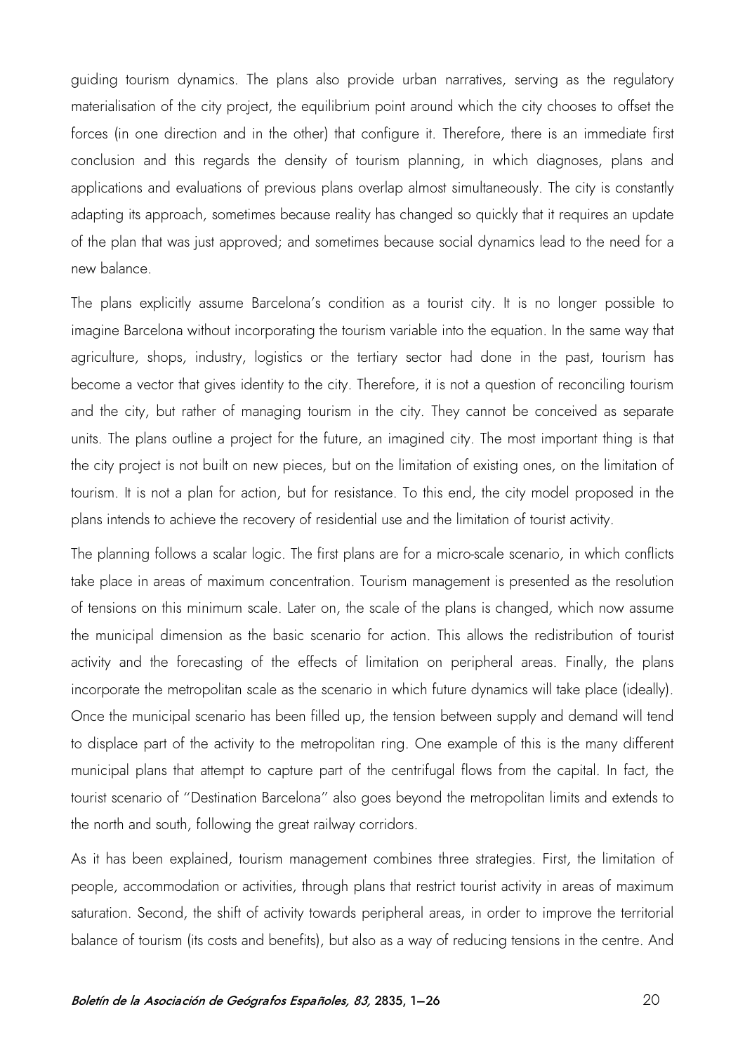guiding tourism dynamics. The plans also provide urban narratives, serving as the regulatory materialisation of the city project, the equilibrium point around which the city chooses to offset the forces (in one direction and in the other) that configure it. Therefore, there is an immediate first conclusion and this regards the density of tourism planning, in which diagnoses, plans and applications and evaluations of previous plans overlap almost simultaneously. The city is constantly adapting its approach, sometimes because reality has changed so quickly that it requires an update of the plan that was just approved; and sometimes because social dynamics lead to the need for a new balance.

The plans explicitly assume Barcelona's condition as a tourist city. It is no longer possible to imagine Barcelona without incorporating the tourism variable into the equation. In the same way that agriculture, shops, industry, logistics or the tertiary sector had done in the past, tourism has become a vector that gives identity to the city. Therefore, it is not a question of reconciling tourism and the city, but rather of managing tourism in the city. They cannot be conceived as separate units. The plans outline a project for the future, an imagined city. The most important thing is that the city project is not built on new pieces, but on the limitation of existing ones, on the limitation of tourism. It is not a plan for action, but for resistance. To this end, the city model proposed in the plans intends to achieve the recovery of residential use and the limitation of tourist activity.

The planning follows a scalar logic. The first plans are for a micro-scale scenario, in which conflicts take place in areas of maximum concentration. Tourism management is presented as the resolution of tensions on this minimum scale. Later on, the scale of the plans is changed, which now assume the municipal dimension as the basic scenario for action. This allows the redistribution of tourist activity and the forecasting of the effects of limitation on peripheral areas. Finally, the plans incorporate the metropolitan scale as the scenario in which future dynamics will take place (ideally). Once the municipal scenario has been filled up, the tension between supply and demand will tend to displace part of the activity to the metropolitan ring. One example of this is the many different municipal plans that attempt to capture part of the centrifugal flows from the capital. In fact, the tourist scenario of "Destination Barcelona" also goes beyond the metropolitan limits and extends to the north and south, following the great railway corridors.

As it has been explained, tourism management combines three strategies. First, the limitation of people, accommodation or activities, through plans that restrict tourist activity in areas of maximum saturation. Second, the shift of activity towards peripheral areas, in order to improve the territorial balance of tourism (its costs and benefits), but also as a way of reducing tensions in the centre. And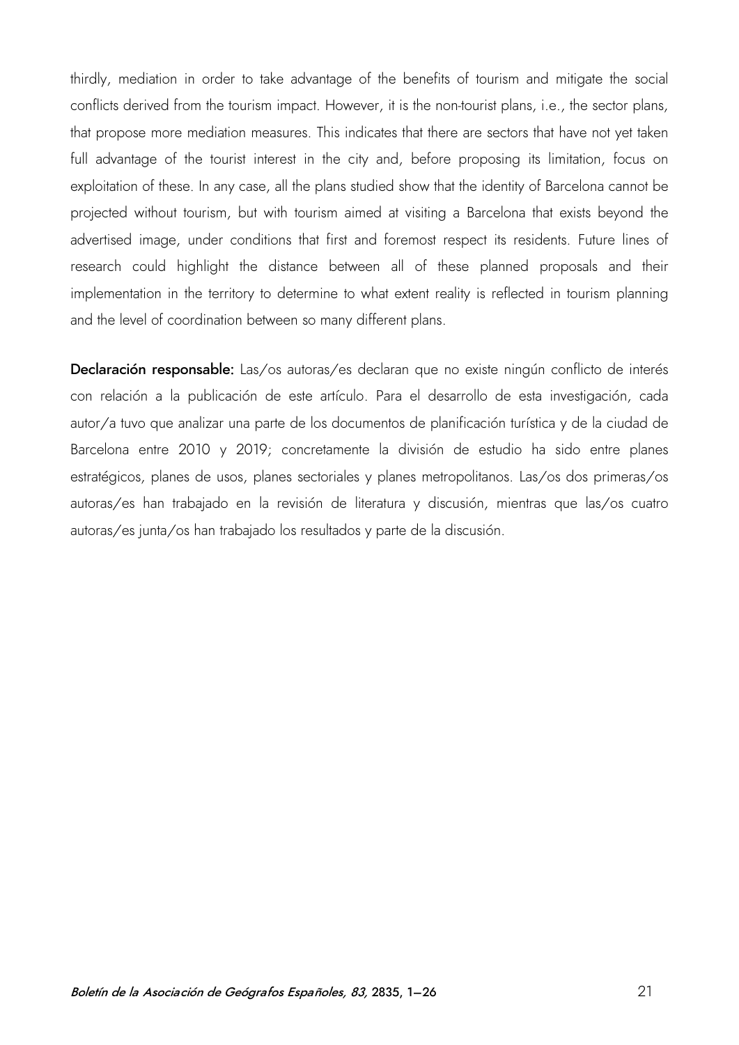thirdly, mediation in order to take advantage of the benefits of tourism and mitigate the social conflicts derived from the tourism impact. However, it is the non-tourist plans, i.e., the sector plans, that propose more mediation measures. This indicates that there are sectors that have not yet taken full advantage of the tourist interest in the city and, before proposing its limitation, focus on exploitation of these. In any case, all the plans studied show that the identity of Barcelona cannot be projected without tourism, but with tourism aimed at visiting a Barcelona that exists beyond the advertised image, under conditions that first and foremost respect its residents. Future lines of research could highlight the distance between all of these planned proposals and their implementation in the territory to determine to what extent reality is reflected in tourism planning and the level of coordination between so many different plans.

**Declaración responsable:** Las/os autoras/es declaran que no existe ningún conflicto de interés con relación a la publicación de este artículo. Para el desarrollo de esta investigación, cada autor/a tuvo que analizar una parte de los documentos de planificación turística y de la ciudad de Barcelona entre 2010 y 2019; concretamente la división de estudio ha sido entre planes estratégicos, planes de usos, planes sectoriales y planes metropolitanos. Las/os dos primeras/os autoras/es han trabajado en la revisión de literatura y discusión, mientras que las/os cuatro autoras/es junta/os han trabajado los resultados y parte de la discusión.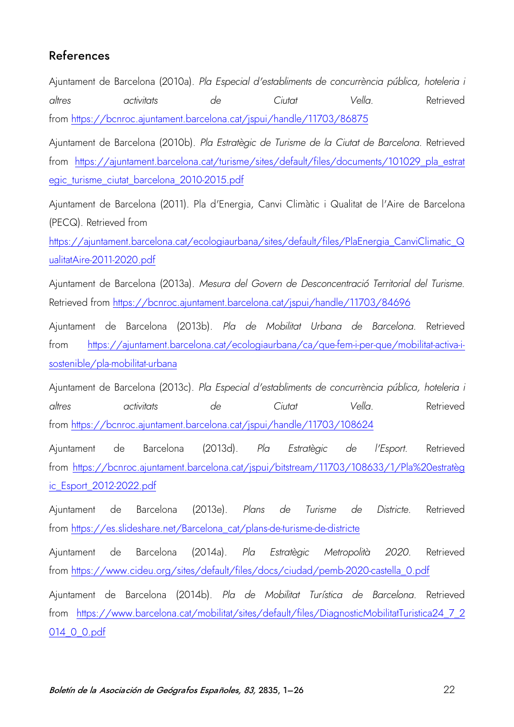## References

Ajuntament de Barcelona (2010a). *Pla Especial d'establiments de concurrència pública, hoteleria i altres activitats de Ciutat Vella*. Retrieved from https://bcnroc.ajuntament.barcelona.cat/jspui/handle/11703/86875

Ajuntament de Barcelona (2010b). *Pla Estratègic de Turisme de la Ciutat de Barcelona*. Retrieved from https://ajuntament.barcelona.cat/turisme/sites/default/files/documents/101029_pla_estrategic_turisme_ciutat_barcelona_2010-2015.pdf

Ajuntament de Barcelona (2011). Pla d'Energia, Canvi Climàtic i Qualitat de l'Aire de Barcelona (PECQ). Retrieved from https://ajuntament.barcelona.cat/ecologiaurbana/sites/default/files/PlaEnergia_CanviClimatic_QualitatAire-2011-2020.pdf

Ajuntament de Barcelona (2013a). *Mesura del Govern de Desconcentració Territorial del Turisme*. Retrieved from https://bcnroc.ajuntament.barcelona.cat/jspui/handle/11703/84696

Ajuntament de Barcelona (2013b). *Pla de Mobilitat Urbana de Barcelona*. Retrieved from https://ajuntament.barcelona.cat/ecologiaurbana/ca/que-fem-i-per-que/mobilitat-activa-i-sostenible/pla-mobilitat-urbana

Ajuntament de Barcelona (2013c). *Pla Especial d'establiments de concurrència pública, hoteleria i altres activitats de Ciutat Vella*. Retrieved from https://bcnroc.ajuntament.barcelona.cat/jspui/handle/11703/108624

Ajuntament de Barcelona (2013d). *Pla Estratègic de l'Esport*. Retrieved from https://bcnroc.ajuntament.barcelona.cat/jspui/bitstream/11703/108633/1/Pla%20estratègic_Esport_2012-2022.pdf

Ajuntament de Barcelona (2013e). *Plans de Turisme de Districte*. Retrieved from https://es.slideshare.net/Barcelona_cat/plans-de-turisme-de-districte

Ajuntament de Barcelona (2014a). *Pla Estratègic Metropolità 2020*. Retrieved from https://www.cideu.org/sites/default/files/docs/ciudad/pemb-2020-castella_0.pdf

Ajuntament de Barcelona (2014b). *Pla de Mobilitat Turística de Barcelona*. Retrieved from https://www.barcelona.cat/mobilitat/sites/default/files/DiagnosticMobilitatTuristica24_7_2014_0_0.pdf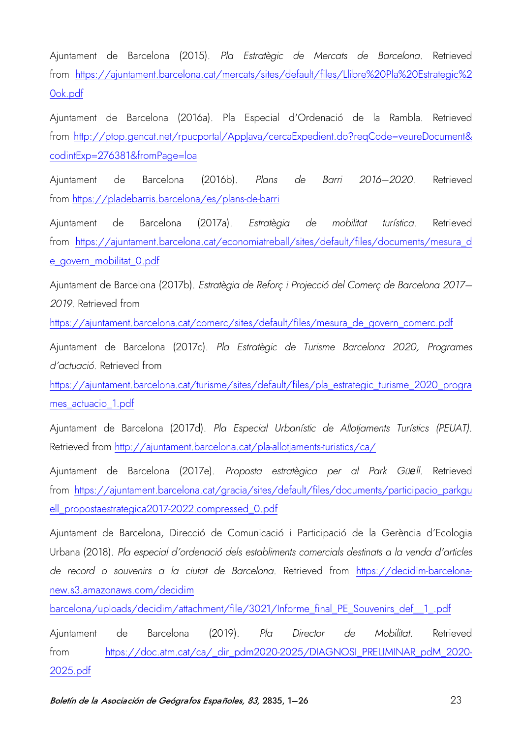Ajuntament de Barcelona (2015). *Pla Estratègic de Mercats de Barcelona*. Retrieved from https://ajuntament.barcelona.cat/mercats/sites/default/files/Llibre%20Pla%20Estrategic%20ok.pdf

Ajuntament de Barcelona (2016a). Pla Especial d'Ordenació de la Rambla. Retrieved from http://ptop.gencat.net/rpucportal/AppJava/cercaExpedient.do?reqCode=veureDocument&codintExp=276381&fromPage=loa

Ajuntament de Barcelona (2016b). *Plans de Barri 2016–2020*. Retrieved from https://pladebarris.barcelona/es/plans-de-barri

Ajuntament de Barcelona (2017a). *Estratègia de mobilitat turística*. Retrieved from https://ajuntament.barcelona.cat/economiatreball/sites/default/files/documents/mesura_de_govern_mobilitat_0.pdf

Ajuntament de Barcelona (2017b). *Estratègia de Reforç i Projecció del Comerç de Barcelona 2017–2019*. Retrieved from https://ajuntament.barcelona.cat/comerc/sites/default/files/mesura_de_govern_comerc.pdf

Ajuntament de Barcelona (2017c). *Pla Estratègic de Turisme Barcelona 2020, Programes d'actuació*. Retrieved from https://ajuntament.barcelona.cat/turisme/sites/default/files/pla_estrategic_turisme_2020_programes_actuacio_1.pdf

Ajuntament de Barcelona (2017d). *Pla Especial Urbanístic de Allotjaments Turístics (PEUAT)*. Retrieved from http://ajuntament.barcelona.cat/pla-allotjaments-turistics/ca/

Ajuntament de Barcelona (2017e). *Proposta estratègica per al Park Güell*. Retrieved from https://ajuntament.barcelona.cat/gracia/sites/default/files/documents/participacio_parkguell_propostaestrategica2017-2022.compressed_0.pdf

Ajuntament de Barcelona, Direcció de Comunicació i Participació de la Gerència d'Ecologia Urbana (2018). *Pla especial d'ordenació dels establiments comercials destinats a la venda d'articles de record o souvenirs a la ciutat de Barcelona*. Retrieved from https://decidim-barcelona-new.s3.amazonaws.com/decidim barcelona/uploads/decidim/attachment/file/3021/Informe_final_PE_Souvenirs_def__1_.pdf

Ajuntament de Barcelona (2019). *Pla Director de Mobilitat*. Retrieved from https://doc.atm.cat/ca/_dir_pdm2020-2025/DIAGNOSI_PRELIMINAR_pdM_2020-2025.pdf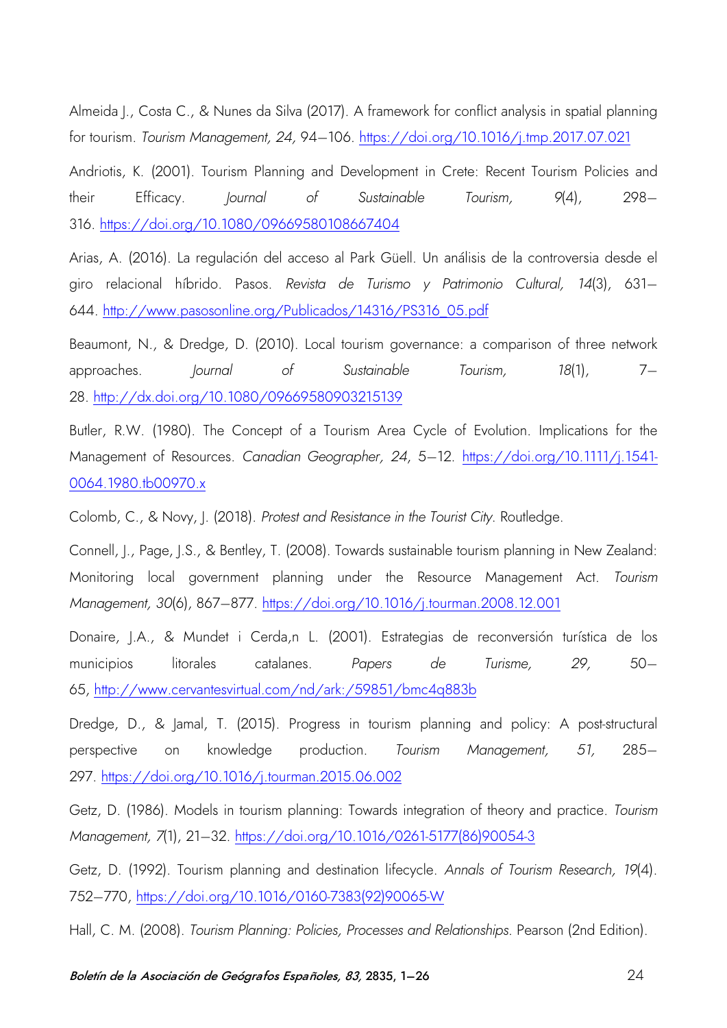Almeida J., Costa C., & Nunes da Silva (2017). A framework for conflict analysis in spatial planning for tourism. *Tourism Management, 24,* 94–106. https://doi.org/10.1016/j.tmp.2017.07.021

Andriotis, K. (2001). Tourism Planning and Development in Crete: Recent Tourism Policies and their Efficacy. *Journal of Sustainable Tourism, 9*(4), 298–316. https://doi.org/10.1080/09669580108667404

Arias, A. (2016). La regulación del acceso al Park Güell. Un análisis de la controversia desde el giro relacional híbrido. Pasos. *Revista de Turismo y Patrimonio Cultural, 14*(3), 631–644. http://www.pasosonline.org/Publicados/14316/PS316_05.pdf

Beaumont, N., & Dredge, D. (2010). Local tourism governance: a comparison of three network approaches. *Journal of Sustainable Tourism, 18*(1), 7–28. http://dx.doi.org/10.1080/09669580903215139

Butler, R.W. (1980). The Concept of a Tourism Area Cycle of Evolution. Implications for the Management of Resources. *Canadian Geographer, 24,* 5–12. https://doi.org/10.1111/j.1541-0064.1980.tb00970.x

Colomb, C., & Novy, J. (2018). *Protest and Resistance in the Tourist City.* Routledge.

Connell, J., Page, J.S., & Bentley, T. (2008). Towards sustainable tourism planning in New Zealand: Monitoring local government planning under the Resource Management Act. *Tourism Management, 30*(6), 867–877. https://doi.org/10.1016/j.tourman.2008.12.001

Donaire, J.A., & Mundet i Cerda,n L. (2001). Estrategias de reconversión turística de los municipios litorales catalanes. *Papers de Turisme, 29,* 50–65, http://www.cervantesvirtual.com/nd/ark:/59851/bmc4q883b

Dredge, D., & Jamal, T. (2015). Progress in tourism planning and policy: A post-structural perspective on knowledge production. *Tourism Management, 51,* 285–297. https://doi.org/10.1016/j.tourman.2015.06.002

Getz, D. (1986). Models in tourism planning: Towards integration of theory and practice. *Tourism Management, 7*(1), 21–32. https://doi.org/10.1016/0261-5177(86)90054-3

Getz, D. (1992). Tourism planning and destination lifecycle. *Annals of Tourism Research, 19*(4). 752–770, https://doi.org/10.1016/0160-7383(92)90065-W

Hall, C. M. (2008). *Tourism Planning: Policies, Processes and Relationships*. Pearson (2nd Edition).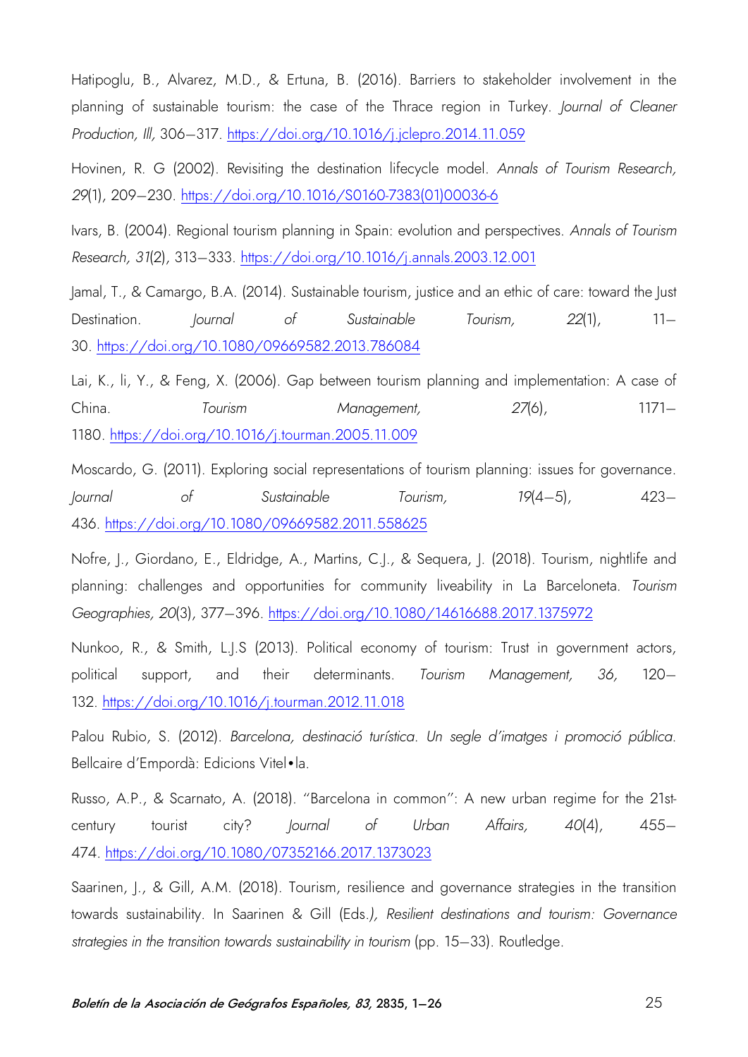Hatipoglu, B., Alvarez, M.D., & Ertuna, B. (2016). Barriers to stakeholder involvement in the planning of sustainable tourism: the case of the Thrace region in Turkey. *Journal of Cleaner Production, Ill,* 306–317. https://doi.org/10.1016/j.jclepro.2014.11.059

Hovinen, R. G (2002). Revisiting the destination lifecycle model. *Annals of Tourism Research, 29*(1), 209–230. https://doi.org/10.1016/S0160-7383(01)00036-6

Ivars, B. (2004). Regional tourism planning in Spain: evolution and perspectives. *Annals of Tourism Research, 31*(2), 313–333. https://doi.org/10.1016/j.annals.2003.12.001

Jamal, T., & Camargo, B.A. (2014). Sustainable tourism, justice and an ethic of care: toward the Just Destination. *Journal of Sustainable Tourism, 22*(1), 11–30. https://doi.org/10.1080/09669582.2013.786084

Lai, K., li, Y., & Feng, X. (2006). Gap between tourism planning and implementation: A case of China. *Tourism Management, 27*(6), 1171–1180. https://doi.org/10.1016/j.tourman.2005.11.009

Moscardo, G. (2011). Exploring social representations of tourism planning: issues for governance. *Journal of Sustainable Tourism, 19*(4–5), 423–436. https://doi.org/10.1080/09669582.2011.558625

Nofre, J., Giordano, E., Eldridge, A., Martins, C.J., & Sequera, J. (2018). Tourism, nightlife and planning: challenges and opportunities for community liveability in La Barceloneta. *Tourism Geographies, 20*(3), 377–396. https://doi.org/10.1080/14616688.2017.1375972

Nunkoo, R., & Smith, L.J.S (2013). Political economy of tourism: Trust in government actors, political support, and their determinants. *Tourism Management, 36,* 120–132. https://doi.org/10.1016/j.tourman.2012.11.018

Palou Rubio, S. (2012). *Barcelona, destinació turística. Un segle d'imatges i promoció pública.* Bellcaire d'Empordà: Edicions Vitel•la.

Russo, A.P., & Scarnato, A. (2018). "Barcelona in common": A new urban regime for the 21st-century tourist city? *Journal of Urban Affairs, 40*(4), 455–474. https://doi.org/10.1080/07352166.2017.1373023

Saarinen, J., & Gill, A.M. (2018). Tourism, resilience and governance strategies in the transition towards sustainability. In Saarinen & Gill (Eds.*), Resilient destinations and tourism: Governance strategies in the transition towards sustainability in tourism* (pp. 15–33). Routledge.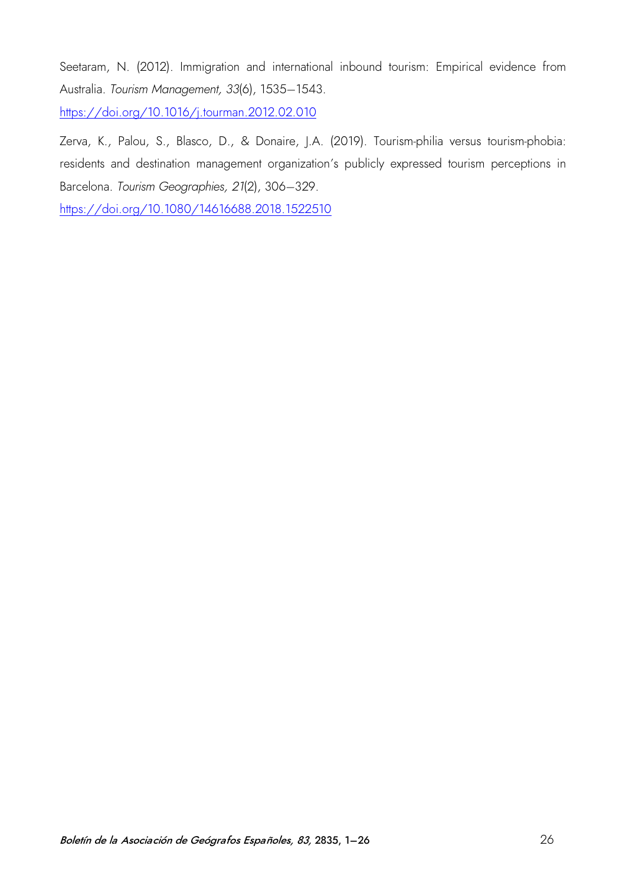Seetaram, N. (2012). Immigration and international inbound tourism: Empirical evidence from Australia. *Tourism Management, 33*(6), 1535–1543. https://doi.org/10.1016/j.tourman.2012.02.010

Zerva, K., Palou, S., Blasco, D., & Donaire, J.A. (2019). Tourism-philia versus tourism-phobia: residents and destination management organization's publicly expressed tourism perceptions in Barcelona. *Tourism Geographies, 21*(2), 306–329. https://doi.org/10.1080/14616688.2018.1522510